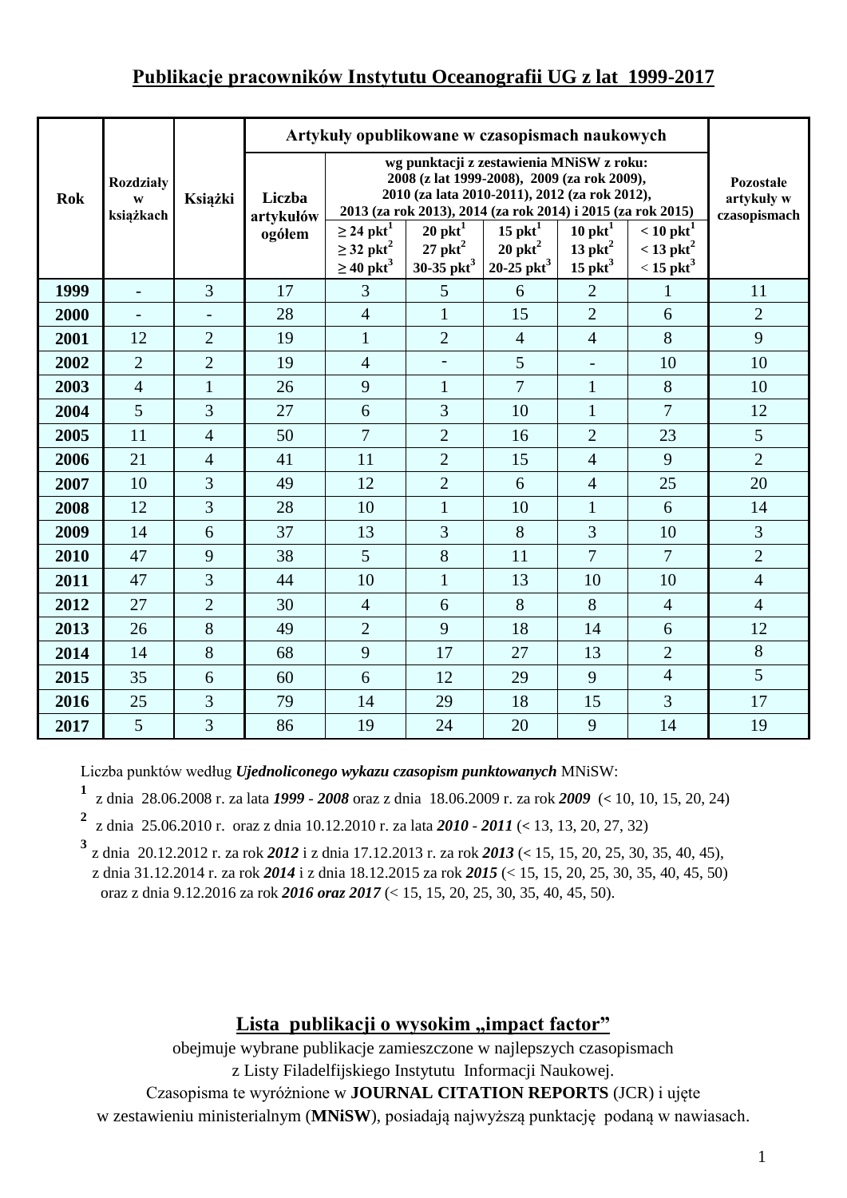## Publikacje pracowników Instytutu Oceanografii UG z lat 1999-2017

| Rok | Rozdziały w książkach | Książki | Artykuły opublikowane w czasopismach naukowych | | | | | | Pozostałe artykuły w czasopismach |
|---|---|---|---|---|---|---|---|---|---|
| | | | Liczba artykułów ogółem | wg punktacji z zestawienia MNiSW z roku: 2008 (z lat 1999-2008), 2009 (za rok 2009), 2010 (za lata 2010-2011), 2012 (za rok 2012), 2013 (za rok 2013), 2014 (za rok 2014) i 2015 (za rok 2015) | | | | | |
| | | | | ≥ 24 pkt[1] ≥ 32 pkt[2] ≥ 40 pkt[3] | 20 pkt[1] 27 pkt[2] 30-35 pkt[3] | 15 pkt[1] 20 pkt[2] 20-25 pkt[3] | 10 pkt[1] 13 pkt[2] 15 pkt[3] | < 10 pkt[1] < 13 pkt[2] < 15 pkt[3] | |
| **1999** | - | 3 | 17 | 3 | 5 | 6 | 2 | 1 | 11 |
| **2000** | - | - | 28 | 4 | 1 | 15 | 2 | 6 | 2 |
| **2001** | 12 | 2 | 19 | 1 | 2 | 4 | 4 | 8 | 9 |
| **2002** | 2 | 2 | 19 | 4 | - | 5 | - | 10 | 10 |
| **2003** | 4 | 1 | 26 | 9 | 1 | 7 | 1 | 8 | 10 |
| **2004** | 5 | 3 | 27 | 6 | 3 | 10 | 1 | 7 | 12 |
| **2005** | 11 | 4 | 50 | 7 | 2 | 16 | 2 | 23 | 5 |
| **2006** | 21 | 4 | 41 | 11 | 2 | 15 | 4 | 9 | 2 |
| **2007** | 10 | 3 | 49 | 12 | 2 | 6 | 4 | 25 | 20 |
| **2008** | 12 | 3 | 28 | 10 | 1 | 10 | 1 | 6 | 14 |
| **2009** | 14 | 6 | 37 | 13 | 3 | 8 | 3 | 10 | 3 |
| **2010** | 47 | 9 | 38 | 5 | 8 | 11 | 7 | 7 | 2 |
| **2011** | 47 | 3 | 44 | 10 | 1 | 13 | 10 | 10 | 4 |
| **2012** | 27 | 2 | 30 | 4 | 6 | 8 | 8 | 4 | 4 |
| **2013** | 26 | 8 | 49 | 2 | 9 | 18 | 14 | 6 | 12 |
| **2014** | 14 | 8 | 68 | 9 | 17 | 27 | 13 | 2 | 8 |
| **2015** | 35 | 6 | 60 | 6 | 12 | 29 | 9 | 4 | 5 |
| **2016** | 25 | 3 | 79 | 14 | 29 | 18 | 15 | 3 | 17 |
| **2017** | 5 | 3 | 86 | 19 | 24 | 20 | 9 | 14 | 19 |

Liczba punktów według ***Ujednoliconego wykazu czasopism punktowanych*** MNiSW:

[1] z dnia 28.06.2008 r. za lata ***1999 - 2008*** oraz z dnia 18.06.2009 r. za rok ***2009*** (< 10, 10, 15, 20, 24)

[2] z dnia 25.06.2010 r. oraz z dnia 10.12.2010 r. za lata ***2010 - 2011*** (< 13, 13, 20, 27, 32)

[3] z dnia 20.12.2012 r. za rok ***2012*** i z dnia 17.12.2013 r. za rok ***2013*** (< 15, 15, 20, 25, 30, 35, 40, 45), z dnia 31.12.2014 r. za rok ***2014*** i z dnia 18.12.2015 za rok ***2015*** (< 15, 15, 20, 25, 30, 35, 40, 45, 50) oraz z dnia 9.12.2016 za rok ***2016 oraz 2017*** (< 15, 15, 20, 25, 30, 35, 40, 45, 50).

## Lista publikacji o wysokim „impact factor”

obejmuje wybrane publikacje zamieszczone w najlepszych czasopismach z Listy Filadelfijskiego Instytutu Informacji Naukowej. Czasopisma te wyróżnione w **JOURNAL CITATION REPORTS** (JCR) i ujęte w zestawieniu ministerialnym (**MNiSW**), posiadają najwyższą punktację podaną w nawiasach.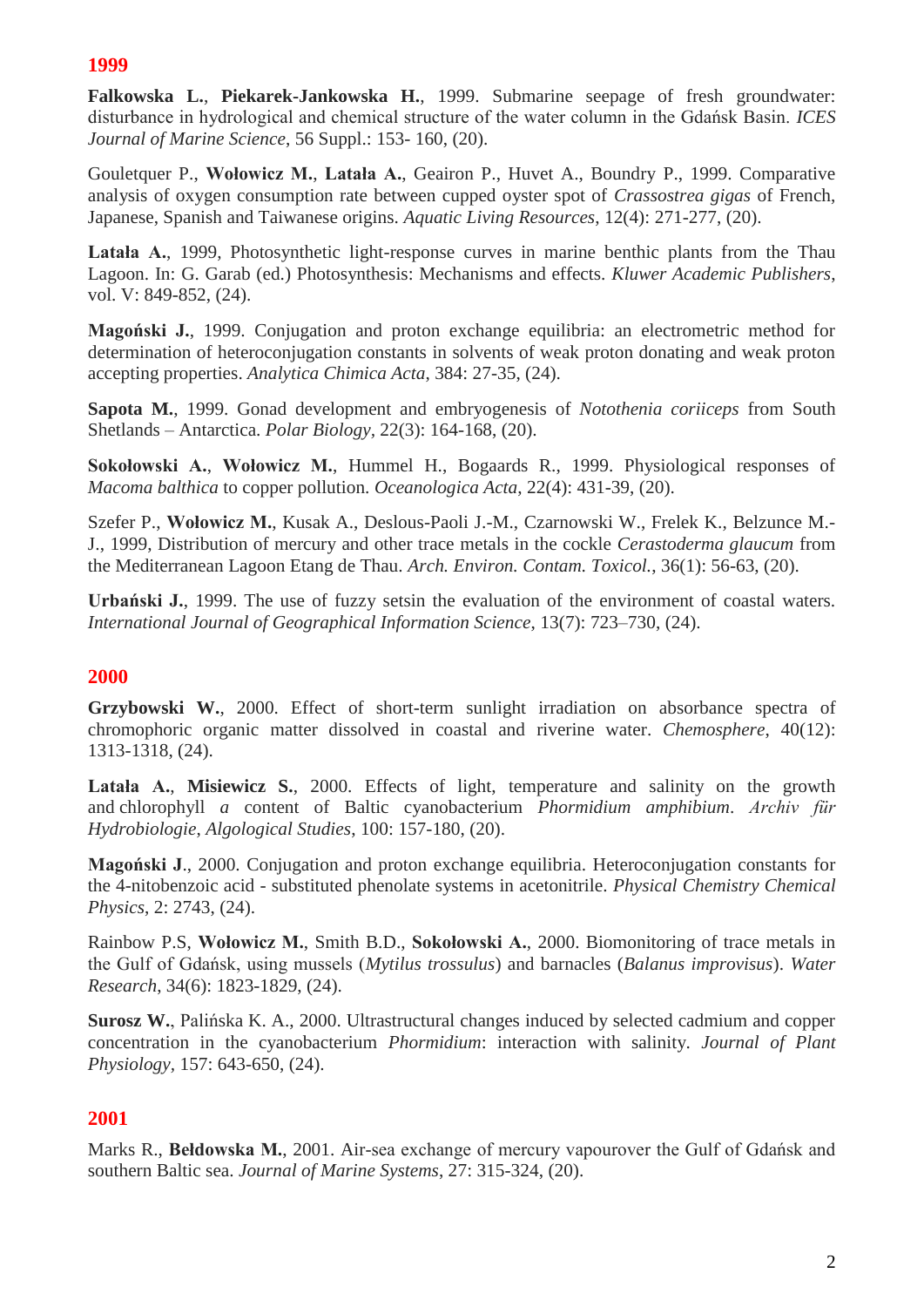## 1999

**Falkowska L.**, **Piekarek-Jankowska H.**, 1999. Submarine seepage of fresh groundwater: disturbance in hydrological and chemical structure of the water column in the Gdańsk Basin. *ICES Journal of Marine Science*, 56 Suppl.: 153- 160, (20).

Gouletquer P., **Wołowicz M.**, **Latała A.**, Geairon P., Huvet A., Boundry P., 1999. Comparative analysis of oxygen consumption rate between cupped oyster spot of *Crassostrea gigas* of French, Japanese, Spanish and Taiwanese origins. *Aquatic Living Resources*, 12(4): 271-277, (20).

**Latała A.**, 1999, Photosynthetic light-response curves in marine benthic plants from the Thau Lagoon. In: G. Garab (ed.) Photosynthesis: Mechanisms and effects. *Kluwer Academic Publishers*, vol. V: 849-852, (24).

**Magoński J.**, 1999. Conjugation and proton exchange equilibria: an electrometric method for determination of heteroconjugation constants in solvents of weak proton donating and weak proton accepting properties. *Analytica Chimica Acta*, 384: 27-35, (24).

**Sapota M.**, 1999. Gonad development and embryogenesis of *Notothenia coriiceps* from South Shetlands – Antarctica. *Polar Biology*, 22(3): 164-168, (20).

**Sokołowski A.**, **Wołowicz M.**, Hummel H., Bogaards R., 1999. Physiological responses of *Macoma balthica* to copper pollution. *Oceanologica Acta*, 22(4): 431-39, (20).

Szefer P., **Wołowicz M.**, Kusak A., Deslous-Paoli J.-M., Czarnowski W., Frelek K., Belzunce M.-J., 1999, Distribution of mercury and other trace metals in the cockle *Cerastoderma glaucum* from the Mediterranean Lagoon Etang de Thau. *Arch. Environ. Contam. Toxicol.*, 36(1): 56-63, (20).

**Urbański J.**, 1999. The use of fuzzy setsin the evaluation of the environment of coastal waters. *International Journal of Geographical Information Science*, 13(7): 723–730, (24).

## 2000

**Grzybowski W.**, 2000. Effect of short-term sunlight irradiation on absorbance spectra of chromophoric organic matter dissolved in coastal and riverine water. *Chemosphere*, 40(12): 1313-1318, (24).

**Latała A.**, **Misiewicz S.**, 2000. Effects of light, temperature and salinity on the growth and chlorophyll *a* content of Baltic cyanobacterium *Phormidium amphibium*. *Archiv für Hydrobiologie*, *Algological Studies*, 100: 157-180, (20).

**Magoński J**., 2000. Conjugation and proton exchange equilibria. Heteroconjugation constants for the 4-nitobenzoic acid - substituted phenolate systems in acetonitrile. *Physical Chemistry Chemical Physics*, 2: 2743, (24).

Rainbow P.S, **Wołowicz M.**, Smith B.D., **Sokołowski A.**, 2000. Biomonitoring of trace metals in the Gulf of Gdańsk, using mussels (*Mytilus trossulus*) and barnacles (*Balanus improvisus*). *Water Research*, 34(6): 1823-1829, (24).

**Surosz W.**, Palińska K. A., 2000. Ultrastructural changes induced by selected cadmium and copper concentration in the cyanobacterium *Phormidium*: interaction with salinity. *Journal of Plant Physiology*, 157: 643-650, (24).

## 2001

Marks R., **Bełdowska M.**, 2001. Air-sea exchange of mercury vapourover the Gulf of Gdańsk and southern Baltic sea. *Journal of Marine Systems*, 27: 315-324, (20).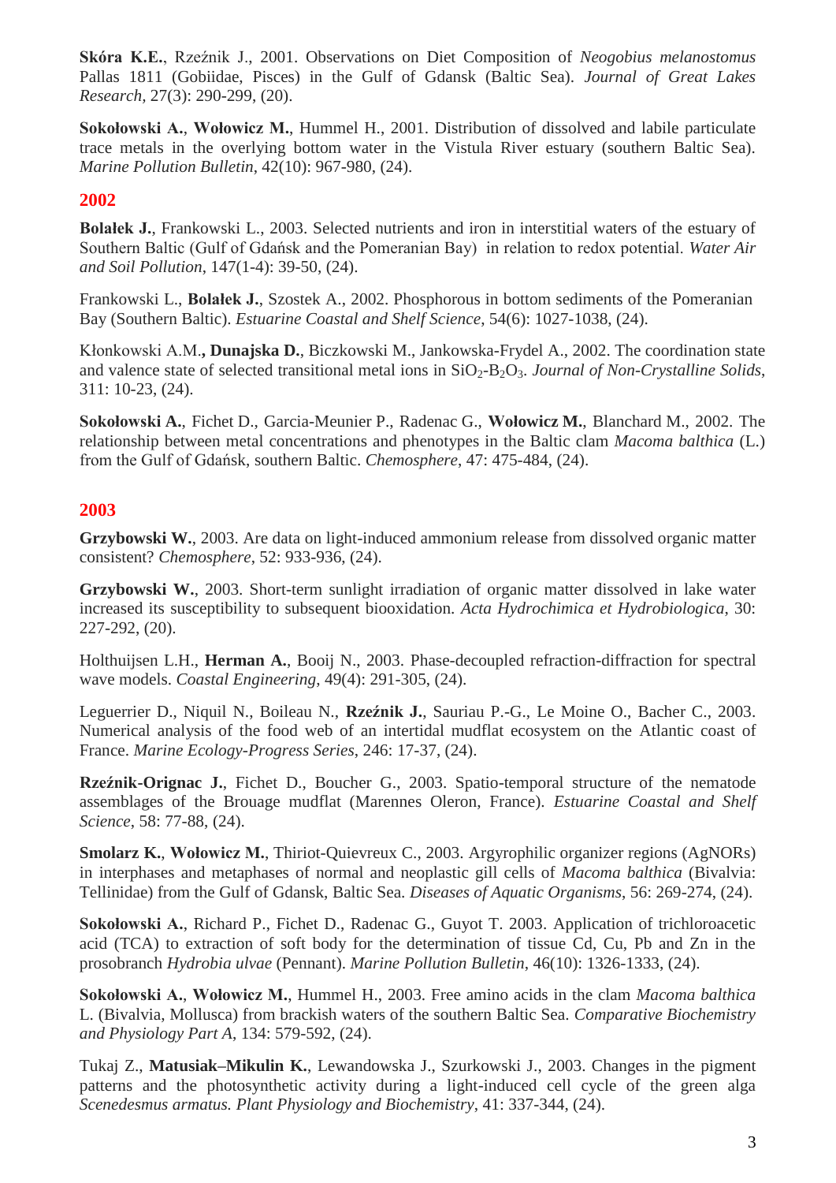**Skóra K.E.**, Rzeźnik J., 2001. Observations on Diet Composition of *Neogobius melanostomus* Pallas 1811 (Gobiidae, Pisces) in the Gulf of Gdansk (Baltic Sea). *Journal of Great Lakes Research*, 27(3): 290-299, (20).

**Sokołowski A.**, **Wołowicz M.**, Hummel H., 2001. Distribution of dissolved and labile particulate trace metals in the overlying bottom water in the Vistula River estuary (southern Baltic Sea). *Marine Pollution Bulletin*, 42(10): 967-980, (24).

## 2002

**Bolałek J.**, Frankowski L., 2003. Selected nutrients and iron in interstitial waters of the estuary of Southern Baltic (Gulf of Gdańsk and the Pomeranian Bay) in relation to redox potential. *Water Air and Soil Pollution*, 147(1-4): 39-50, (24).

Frankowski L., **Bolałek J.**, Szostek A., 2002. Phosphorous in bottom sediments of the Pomeranian Bay (Southern Baltic). *Estuarine Coastal and Shelf Science*, 54(6): 1027-1038, (24).

Kłonkowski A.M.**, Dunajska D.**, Biczkowski M., Jankowska-Frydel A., 2002. The coordination state and valence state of selected transitional metal ions in $SiO_2$-$B_2O_3$. *Journal of Non-Crystalline Solids*, 311: 10-23, (24).

**Sokołowski A.**, Fichet D., Garcia-Meunier P., Radenac G., **Wołowicz M.**, Blanchard M., 2002. The relationship between metal concentrations and phenotypes in the Baltic clam *Macoma balthica* (L.) from the Gulf of Gdańsk, southern Baltic. *Chemosphere*, 47: 475-484, (24).

## 2003

**Grzybowski W.**, 2003. Are data on light-induced ammonium release from dissolved organic matter consistent? *Chemosphere*, 52: 933-936, (24).

**Grzybowski W.**, 2003. Short-term sunlight irradiation of organic matter dissolved in lake water increased its susceptibility to subsequent biooxidation. *Acta Hydrochimica et Hydrobiologica*, 30: 227-292, (20).

Holthuijsen L.H., **Herman A.**, Booij N., 2003. Phase-decoupled refraction-diffraction for spectral wave models. *Coastal Engineering*, 49(4): 291-305, (24).

Leguerrier D., Niquil N., Boileau N., **Rzeźnik J.**, Sauriau P.-G., Le Moine O., Bacher C., 2003. Numerical analysis of the food web of an intertidal mudflat ecosystem on the Atlantic coast of France. *Marine Ecology-Progress Series*, 246: 17-37, (24).

**Rzeźnik-Orignac J.**, Fichet D., Boucher G., 2003. Spatio-temporal structure of the nematode assemblages of the Brouage mudflat (Marennes Oleron, France). *Estuarine Coastal and Shelf Science*, 58: 77-88, (24).

**Smolarz K.**, **Wołowicz M.**, Thiriot-Quievreux C., 2003. Argyrophilic organizer regions (AgNORs) in interphases and metaphases of normal and neoplastic gill cells of *Macoma balthica* (Bivalvia: Tellinidae) from the Gulf of Gdansk, Baltic Sea. *Diseases of Aquatic Organisms*, 56: 269-274, (24).

**Sokołowski A.**, Richard P., Fichet D., Radenac G., Guyot T. 2003. Application of trichloroacetic acid (TCA) to extraction of soft body for the determination of tissue Cd, Cu, Pb and Zn in the prosobranch *Hydrobia ulvae* (Pennant). *Marine Pollution Bulletin*, 46(10): 1326-1333, (24).

**Sokołowski A.**, **Wołowicz M.**, Hummel H., 2003. Free amino acids in the clam *Macoma balthica* L. (Bivalvia, Mollusca) from brackish waters of the southern Baltic Sea. *Comparative Biochemistry and Physiology Part A*, 134: 579-592, (24).

Tukaj Z., **Matusiak–Mikulin K.**, Lewandowska J., Szurkowski J., 2003. Changes in the pigment patterns and the photosynthetic activity during a light-induced cell cycle of the green alga *Scenedesmus armatus. Plant Physiology and Biochemistry*, 41: 337-344, (24).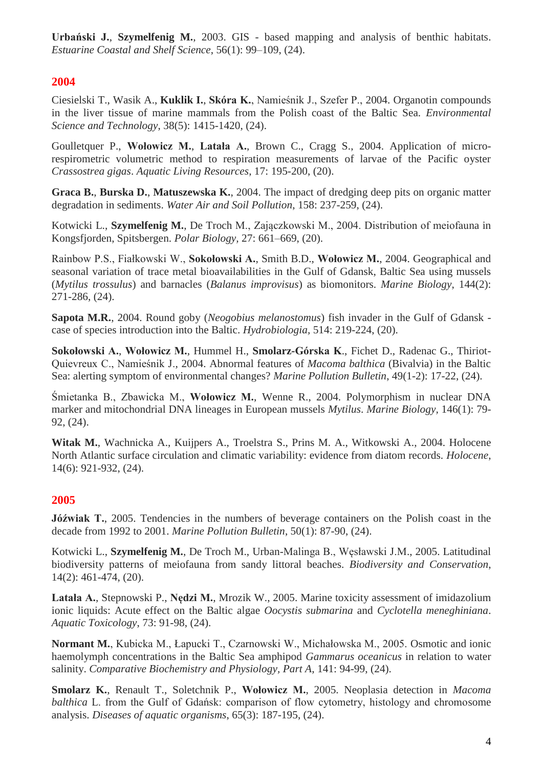**Urbański J.**, **Szymelfenig M.**, 2003. GIS - based mapping and analysis of benthic habitats. *Estuarine Coastal and Shelf Science*, 56(1): 99–109, (24).

## 2004

Ciesielski T., Wasik A., **Kuklik I.**, **Skóra K.**, Namieśnik J., Szefer P., 2004. Organotin compounds in the liver tissue of marine mammals from the Polish coast of the Baltic Sea. *Environmental Science and Technology*, 38(5): 1415-1420, (24).

Goulletquer P., **Wołowicz M.**, **Latała A.**, Brown C., Cragg S., 2004. Application of micro-respirometric volumetric method to respiration measurements of larvae of the Pacific oyster *Crassostrea gigas*. *Aquatic Living Resources*, 17: 195-200, (20).

**Graca B.**, **Burska D.**, **Matuszewska K.**, 2004. The impact of dredging deep pits on organic matter degradation in sediments. *Water Air and Soil Pollution*, 158: 237-259, (24).

Kotwicki L., **Szymelfenig M.**, De Troch M., Zajączkowski M., 2004. Distribution of meiofauna in Kongsfjorden, Spitsbergen. *Polar Biology*, 27: 661–669, (20).

Rainbow P.S., Fiałkowski W., **Sokołowski A.**, Smith B.D., **Wołowicz M.**, 2004. Geographical and seasonal variation of trace metal bioavailabilities in the Gulf of Gdansk, Baltic Sea using mussels (*Mytilus trossulus*) and barnacles (*Balanus improvisus*) as biomonitors. *Marine Biology*, 144(2): 271-286, (24).

**Sapota M.R.**, 2004. Round goby (*Neogobius melanostomus*) fish invader in the Gulf of Gdansk - case of species introduction into the Baltic. *Hydrobiologia,* 514: 219-224, (20).

**Sokołowski A.**, **Wołowicz M.**, Hummel H., **Smolarz-Górska K**., Fichet D., Radenac G., Thiriot-Quievreux C., Namieśnik J., 2004. Abnormal features of *Macoma balthica* (Bivalvia) in the Baltic Sea: alerting symptom of environmental changes? *Marine Pollution Bulletin*, 49(1-2): 17-22, (24).

Śmietanka B., Zbawicka M., **Wołowicz M.**, Wenne R., 2004. Polymorphism in nuclear DNA marker and mitochondrial DNA lineages in European mussels *Mytilus*. *Marine Biology*, 146(1): 79-92, (24).

**Witak M.**, Wachnicka A., Kuijpers A., Troelstra S., Prins M. A., Witkowski A., 2004. Holocene North Atlantic surface circulation and climatic variability: evidence from diatom records. *Holocene*, 14(6): 921-932, (24).

## 2005

**Jóźwiak T.**, 2005. Tendencies in the numbers of beverage containers on the Polish coast in the decade from 1992 to 2001. *Marine Pollution Bulletin*, 50(1): 87-90, (24).

Kotwicki L., **Szymelfenig M.**, De Troch M., Urban-Malinga B., Węsławski J.M., 2005. Latitudinal biodiversity patterns of meiofauna from sandy littoral beaches. *Biodiversity and Conservation*, 14(2): 461-474, (20).

**Latała A.**, Stepnowski P., **Nędzi M.**, Mrozik W., 2005. Marine toxicity assessment of imidazolium ionic liquids: Acute effect on the Baltic algae *Oocystis submarina* and *Cyclotella meneghiniana*. *Aquatic Toxicology*, 73: 91-98, (24).

**Normant M.**, Kubicka M., Łapucki T., Czarnowski W., Michałowska M., 2005. Osmotic and ionic haemolymph concentrations in the Baltic Sea amphipod *Gammarus oceanicus* in relation to water salinity. *Comparative Biochemistry and Physiology, Part A*, 141: 94-99, (24).

**Smolarz K.**, Renault T., Soletchnik P., **Wołowicz M.**, 2005. Neoplasia detection in *Macoma balthica* L. from the Gulf of Gdańsk: comparison of flow cytometry, histology and chromosome analysis. *Diseases of aquatic organisms*, 65(3): 187-195, (24).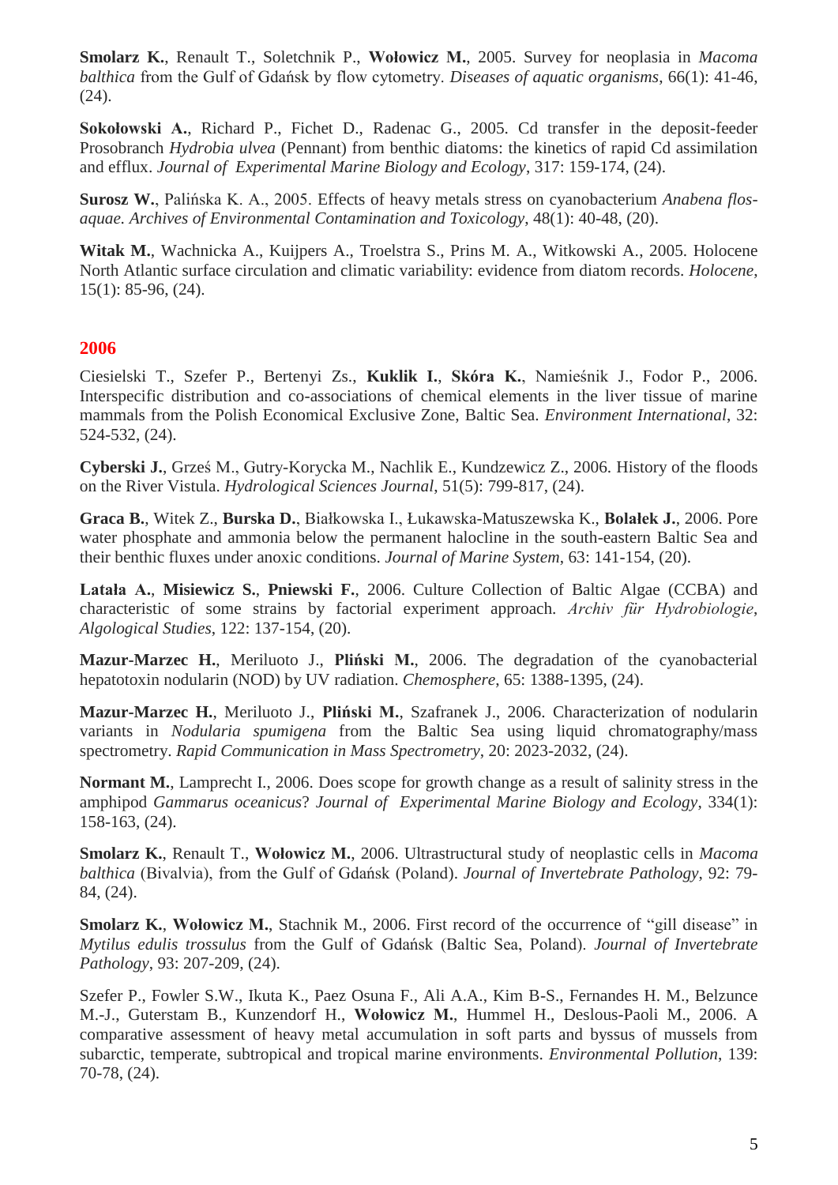**Smolarz K.**, Renault T., Soletchnik P., **Wołowicz M.**, 2005. Survey for neoplasia in *Macoma balthica* from the Gulf of Gdańsk by flow cytometry. *Diseases of aquatic organisms*, 66(1): 41-46, (24).

**Sokołowski A.**, Richard P., Fichet D., Radenac G., 2005. Cd transfer in the deposit-feeder Prosobranch *Hydrobia ulvea* (Pennant) from benthic diatoms: the kinetics of rapid Cd assimilation and efflux. *Journal of Experimental Marine Biology and Ecology*, 317: 159-174, (24).

**Surosz W.**, Palińska K. A., 2005. Effects of heavy metals stress on cyanobacterium *Anabena flos-aquae*. *Archives of Environmental Contamination and Toxicology*, 48(1): 40-48, (20).

**Witak M.**, Wachnicka A., Kuijpers A., Troelstra S., Prins M. A., Witkowski A., 2005. Holocene North Atlantic surface circulation and climatic variability: evidence from diatom records. *Holocene*, 15(1): 85-96, (24).

## 2006

Ciesielski T., Szefer P., Bertenyi Zs., **Kuklik I.**, **Skóra K.**, Namieśnik J., Fodor P., 2006. Interspecific distribution and co-associations of chemical elements in the liver tissue of marine mammals from the Polish Economical Exclusive Zone, Baltic Sea. *Environment International*, 32: 524-532, (24).

**Cyberski J.**, Grześ M., Gutry-Korycka M., Nachlik E., Kundzewicz Z., 2006. History of the floods on the River Vistula. *Hydrological Sciences Journal*, 51(5): 799-817, (24).

**Graca B.**, Witek Z., **Burska D.**, Białkowska I., Łukawska-Matuszewska K., **Bolałek J.**, 2006. Pore water phosphate and ammonia below the permanent halocline in the south-eastern Baltic Sea and their benthic fluxes under anoxic conditions. *Journal of Marine System*, 63: 141-154, (20).

**Latała A.**, **Misiewicz S.**, **Pniewski F.**, 2006. Culture Collection of Baltic Algae (CCBA) and characteristic of some strains by factorial experiment approach. *Archiv für Hydrobiologie*, *Algological Studies*, 122: 137-154, (20).

**Mazur-Marzec H.**, Meriluoto J., **Pliński M.**, 2006. The degradation of the cyanobacterial hepatotoxin nodularin (NOD) by UV radiation. *Chemosphere*, 65: 1388-1395, (24).

**Mazur-Marzec H.**, Meriluoto J., **Pliński M.**, Szafranek J., 2006. Characterization of nodularin variants in *Nodularia spumigena* from the Baltic Sea using liquid chromatography/mass spectrometry. *Rapid Communication in Mass Spectrometry*, 20: 2023-2032, (24).

**Normant M.**, Lamprecht I., 2006. Does scope for growth change as a result of salinity stress in the amphipod *Gammarus oceanicus*? *Journal of Experimental Marine Biology and Ecology*, 334(1): 158-163, (24).

**Smolarz K.**, Renault T., **Wołowicz M.**, 2006. Ultrastructural study of neoplastic cells in *Macoma balthica* (Bivalvia), from the Gulf of Gdańsk (Poland). *Journal of Invertebrate Pathology*, 92: 79-84, (24).

**Smolarz K.**, **Wołowicz M.**, Stachnik M., 2006. First record of the occurrence of "gill disease" in *Mytilus edulis trossulus* from the Gulf of Gdańsk (Baltic Sea, Poland). *Journal of Invertebrate Pathology*, 93: 207-209, (24).

Szefer P., Fowler S.W., Ikuta K., Paez Osuna F., Ali A.A., Kim B-S., Fernandes H. M., Belzunce M.-J., Guterstam B., Kunzendorf H., **Wołowicz M.**, Hummel H., Deslous-Paoli M., 2006. A comparative assessment of heavy metal accumulation in soft parts and byssus of mussels from subarctic, temperate, subtropical and tropical marine environments. *Environmental Pollution*, 139: 70-78, (24).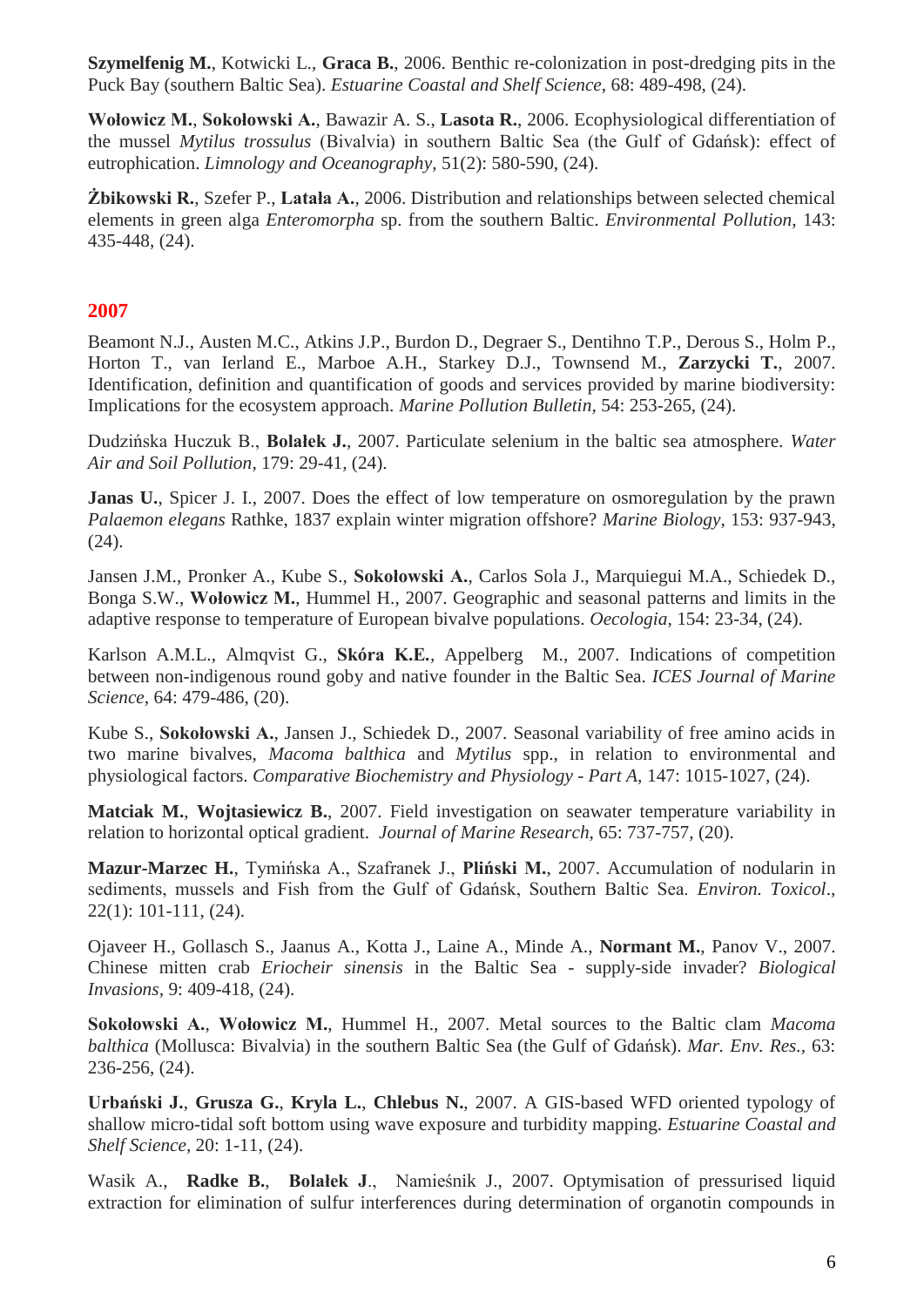**Szymelfenig M.**, Kotwicki L., **Graca B.**, 2006. Benthic re-colonization in post-dredging pits in the Puck Bay (southern Baltic Sea). *Estuarine Coastal and Shelf Science*, 68: 489-498, (24).

**Wołowicz M.**, **Sokołowski A.**, Bawazir A. S., **Lasota R.**, 2006. Ecophysiological differentiation of the mussel *Mytilus trossulus* (Bivalvia) in southern Baltic Sea (the Gulf of Gdańsk): effect of eutrophication. *Limnology and Oceanography*, 51(2): 580-590, (24).

**Żbikowski R.**, Szefer P., **Latała A.**, 2006. Distribution and relationships between selected chemical elements in green alga *Enteromorpha* sp. from the southern Baltic. *Environmental Pollution*, 143: 435-448, (24).

## 2007

Beamont N.J., Austen M.C., Atkins J.P., Burdon D., Degraer S., Dentihno T.P., Derous S., Holm P., Horton T., van Ierland E., Marboe A.H., Starkey D.J., Townsend M., **Zarzycki T.**, 2007. Identification, definition and quantification of goods and services provided by marine biodiversity: Implications for the ecosystem approach. *Marine Pollution Bulletin*, 54: 253-265, (24).

Dudzińska Huczuk B., **Bolałek J.**, 2007. Particulate selenium in the baltic sea atmosphere. *Water Air and Soil Pollution*, 179: 29-41, (24).

**Janas U.**, Spicer J. I., 2007. Does the effect of low temperature on osmoregulation by the prawn *Palaemon elegans* Rathke, 1837 explain winter migration offshore? *Marine Biology*, 153: 937-943, (24).

Jansen J.M., Pronker A., Kube S., **Sokołowski A.**, Carlos Sola J., Marquiegui M.A., Schiedek D., Bonga S.W., **Wołowicz M.**, Hummel H., 2007. Geographic and seasonal patterns and limits in the adaptive response to temperature of European bivalve populations. *Oecologia*, 154: 23-34, (24).

Karlson A.M.L., Almqvist G., **Skóra K.E.**, Appelberg M., 2007. Indications of competition between non-indigenous round goby and native founder in the Baltic Sea. *ICES Journal of Marine Science*, 64: 479-486, (20).

Kube S., **Sokołowski A.**, Jansen J., Schiedek D., 2007. Seasonal variability of free amino acids in two marine bivalves, *Macoma balthica* and *Mytilus* spp., in relation to environmental and physiological factors. *Comparative Biochemistry and Physiology - Part A*, 147: 1015-1027, (24).

**Matciak M.**, **Wojtasiewicz B.**, 2007. Field investigation on seawater temperature variability in relation to horizontal optical gradient. *Journal of Marine Research*, 65: 737-757, (20).

**Mazur-Marzec H.**, Tymińska A., Szafranek J., **Pliński M.**, 2007. Accumulation of nodularin in sediments, mussels and Fish from the Gulf of Gdańsk, Southern Baltic Sea. *Environ. Toxicol*., 22(1): 101-111, (24).

Ojaveer H., Gollasch S., Jaanus A., Kotta J., Laine A., Minde A., **Normant M.**, Panov V., 2007. Chinese mitten crab *Eriocheir sinensis* in the Baltic Sea - supply-side invader? *Biological Invasions*, 9: 409-418, (24).

**Sokołowski A.**, **Wołowicz M.**, Hummel H., 2007. Metal sources to the Baltic clam *Macoma balthica* (Mollusca: Bivalvia) in the southern Baltic Sea (the Gulf of Gdańsk). *Mar. Env. Res.*, 63: 236-256, (24).

**Urbański J.**, **Grusza G.**, **Kryla L.**, **Chlebus N.**, 2007. A GIS-based WFD oriented typology of shallow micro-tidal soft bottom using wave exposure and turbidity mapping. *Estuarine Coastal and Shelf Science*, 20: 1-11, (24).

Wasik A., **Radke B.**, **Bolałek J**., Namieśnik J., 2007. Optymisation of pressurised liquid extraction for elimination of sulfur interferences during determination of organotin compounds in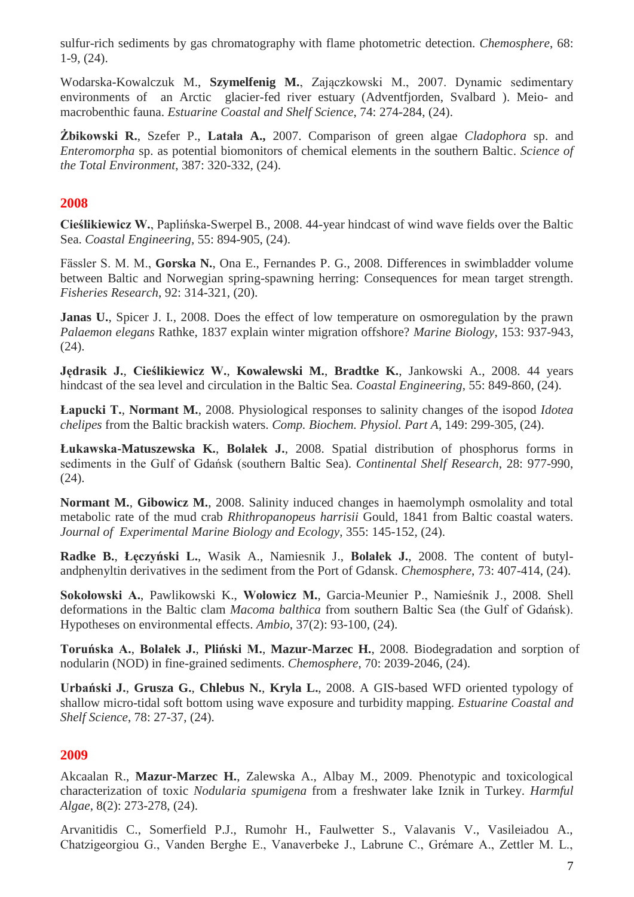sulfur-rich sediments by gas chromatography with flame photometric detection. *Chemosphere*, 68: 1-9, (24).

Wodarska-Kowalczuk M., **Szymelfenig M.**, Zajączkowski M., 2007. Dynamic sedimentary environments of an Arctic glacier-fed river estuary (Adventfjorden, Svalbard ). Meio- and macrobenthic fauna. *Estuarine Coastal and Shelf Science*, 74: 274-284, (24).

**Żbikowski R.**, Szefer P., **Latała A.,** 2007. Comparison of green algae *Cladophora* sp. and *Enteromorpha* sp. as potential biomonitors of chemical elements in the southern Baltic. *Science of the Total Environment*, 387: 320-332, (24).

## 2008

**Cieślikiewicz W.**, Paplińska-Swerpel B., 2008. 44-year hindcast of wind wave fields over the Baltic Sea. *Coastal Engineering*, 55: 894-905, (24).

Fässler S. M. M., **Gorska N.**, Ona E., Fernandes P. G., 2008. Differences in swimbladder volume between Baltic and Norwegian spring-spawning herring: Consequences for mean target strength. *Fisheries Research*, 92: 314-321, (20).

**Janas U.**, Spicer J. I., 2008. Does the effect of low temperature on osmoregulation by the prawn *Palaemon elegans* Rathke, 1837 explain winter migration offshore? *Marine Biology*, 153: 937-943, (24).

**Jędrasik J.**, **Cieślikiewicz W.**, **Kowalewski M.**, **Bradtke K.**, Jankowski A., 2008. 44 years hindcast of the sea level and circulation in the Baltic Sea. *Coastal Engineering*, 55: 849-860, (24).

**Łapucki T.**, **Normant M.**, 2008. Physiological responses to salinity changes of the isopod *Idotea chelipes* from the Baltic brackish waters. *Comp. Biochem. Physiol. Part A*, 149: 299-305, (24).

**Łukawska-Matuszewska K.**, **Bolałek J.**, 2008. Spatial distribution of phosphorus forms in sediments in the Gulf of Gdańsk (southern Baltic Sea). *Continental Shelf Research*, 28: 977-990, (24).

**Normant M.**, **Gibowicz M.**, 2008. Salinity induced changes in haemolymph osmolality and total metabolic rate of the mud crab *Rhithropanopeus harrisii* Gould, 1841 from Baltic coastal waters. *Journal of Experimental Marine Biology and Ecology*, 355: 145-152, (24).

**Radke B.**, **Łęczyński L.**, Wasik A., Namiesnik J., **Bolałek J.**, 2008. The content of butyl-andphenyltin derivatives in the sediment from the Port of Gdansk. *Chemosphere*, 73: 407-414, (24).

**Sokołowski A.**, Pawlikowski K., **Wołowicz M.**, Garcia-Meunier P., Namieśnik J., 2008. Shell deformations in the Baltic clam *Macoma balthica* from southern Baltic Sea (the Gulf of Gdańsk). Hypotheses on environmental effects. *Ambio*, 37(2): 93-100, (24).

**Toruńska A.**, **Bolałek J.**, **Pliński M.**, **Mazur-Marzec H.**, 2008. Biodegradation and sorption of nodularin (NOD) in fine-grained sediments. *Chemosphere*, 70: 2039-2046, (24).

**Urbański J.**, **Grusza G.**, **Chlebus N.**, **Kryla L.**, 2008. A GIS-based WFD oriented typology of shallow micro-tidal soft bottom using wave exposure and turbidity mapping. *Estuarine Coastal and Shelf Science*, 78: 27-37, (24).

## 2009

Akcaalan R., **Mazur-Marzec H.**, Zalewska A., Albay M., 2009. Phenotypic and toxicological characterization of toxic *Nodularia spumigena* from a freshwater lake Iznik in Turkey. *Harmful Algae*, 8(2): 273-278, (24).

Arvanitidis C., Somerfield P.J., Rumohr H., Faulwetter S., Valavanis V., Vasileiadou A., Chatzigeorgiou G., Vanden Berghe E., Vanaverbeke J., Labrune C., Grémare A., Zettler M. L.,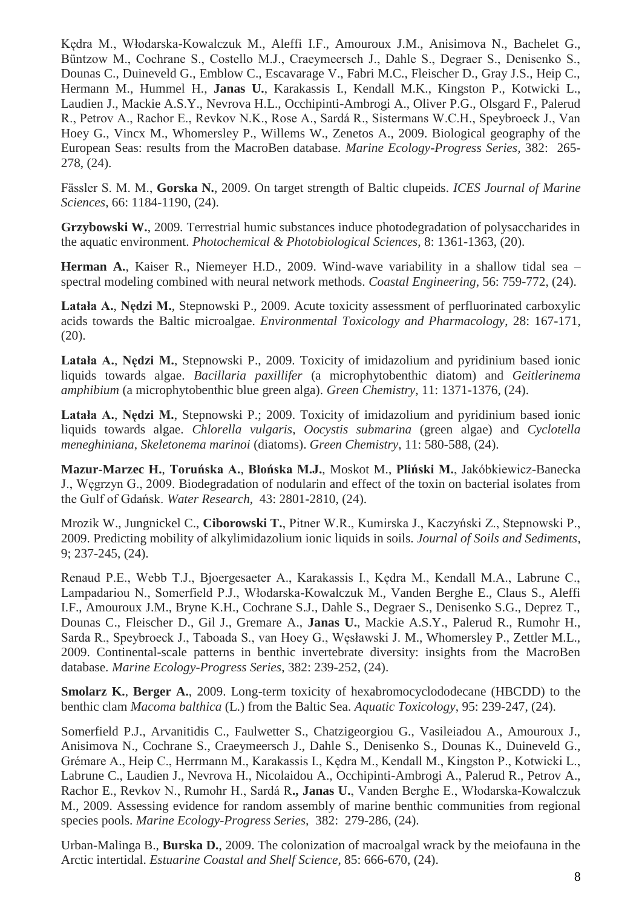Kędra M., Włodarska-Kowalczuk M., Aleffi I.F., Amouroux J.M., Anisimova N., Bachelet G., Büntzow M., Cochrane S., Costello M.J., Craeymeersch J., Dahle S., Degraer S., Denisenko S., Dounas C., Duineveld G., Emblow C., Escaravage V., Fabri M.C., Fleischer D., Gray J.S., Heip C., Hermann M., Hummel H., **Janas U.**, Karakassis I., Kendall M.K., Kingston P., Kotwicki L., Laudien J., Mackie A.S.Y., Nevrova H.L., Occhipinti-Ambrogi A., Oliver P.G., Olsgard F., Palerud R., Petrov A., Rachor E., Revkov N.K., Rose A., Sardá R., Sistermans W.C.H., Speybroeck J., Van Hoey G., Vincx M., Whomersley P., Willems W., Zenetos A., 2009. Biological geography of the European Seas: results from the MacroBen database. *Marine Ecology-Progress Series*, 382: 265-278, (24).

Fässler S. M. M., **Gorska N.**, 2009. On target strength of Baltic clupeids. *ICES Journal of Marine Sciences*, 66: 1184-1190, (24).

**Grzybowski W.**, 2009. Terrestrial humic substances induce photodegradation of polysaccharides in the aquatic environment. *Photochemical & Photobiological Sciences*, 8: 1361-1363, (20).

**Herman A.**, Kaiser R., Niemeyer H.D., 2009. Wind-wave variability in a shallow tidal sea – spectral modeling combined with neural network methods. *Coastal Engineering*, 56: 759-772, (24).

**Latała A.**, **Nędzi M.**, Stepnowski P., 2009. Acute toxicity assessment of perfluorinated carboxylic acids towards the Baltic microalgae. *Environmental Toxicology and Pharmacology*, 28: 167-171, (20).

**Latała A.**, **Nędzi M.**, Stepnowski P., 2009. Toxicity of imidazolium and pyridinium based ionic liquids towards algae. *Bacillaria paxillifer* (a microphytobenthic diatom) and *Geitlerinema amphibium* (a microphytobenthic blue green alga). *Green Chemistry*, 11: 1371-1376, (24).

**Latała A.**, **Nędzi M.**, Stepnowski P.; 2009. Toxicity of imidazolium and pyridinium based ionic liquids towards algae. *Chlorella vulgaris*, *Oocystis submarina* (green algae) and *Cyclotella meneghiniana*, *Skeletonema marinoi* (diatoms). *Green Chemistry*, 11: 580-588, (24).

**Mazur-Marzec H.**, **Toruńska A.**, **Błońska M.J.**, Moskot M., **Pliński M.**, Jakóbkiewicz-Banecka J., Węgrzyn G., 2009. Biodegradation of nodularin and effect of the toxin on bacterial isolates from the Gulf of Gdańsk. *Water Research*, 43: 2801-2810, (24).

Mrozik W., Jungnickel C., **Ciborowski T.**, Pitner W.R., Kumirska J., Kaczyński Z., Stepnowski P., 2009. Predicting mobility of alkylimidazolium ionic liquids in soils. *Journal of Soils and Sediments*, 9; 237-245, (24).

Renaud P.E., Webb T.J., Bjoergesaeter A., Karakassis I., Kędra M., Kendall M.A., Labrune C., Lampadariou N., Somerfield P.J., Włodarska-Kowalczuk M., Vanden Berghe E., Claus S., Aleffi I.F., Amouroux J.M., Bryne K.H., Cochrane S.J., Dahle S., Degraer S., Denisenko S.G., Deprez T., Dounas C., Fleischer D., Gil J., Gremare A., **Janas U.**, Mackie A.S.Y., Palerud R., Rumohr H., Sarda R., Speybroeck J., Taboada S., van Hoey G., Węsławski J. M., Whomersley P., Zettler M.L., 2009. Continental-scale patterns in benthic invertebrate diversity: insights from the MacroBen database. *Marine Ecology-Progress Series*, 382: 239-252, (24).

**Smolarz K.**, **Berger A.**, 2009. Long-term toxicity of hexabromocyclododecane (HBCDD) to the benthic clam *Macoma balthica* (L.) from the Baltic Sea. *Aquatic Toxicology*, 95: 239-247, (24).

Somerfield P.J., Arvanitidis C., Faulwetter S., Chatzigeorgiou G., Vasileiadou A., Amouroux J., Anisimova N., Cochrane S., Craeymeersch J., Dahle S., Denisenko S., Dounas K., Duineveld G., Grémare A., Heip C., Herrmann M., Karakassis I., Kędra M., Kendall M., Kingston P., Kotwicki L., Labrune C., Laudien J., Nevrova H., Nicolaidou A., Occhipinti-Ambrogi A., Palerud R., Petrov A., Rachor E., Revkov N., Rumohr H., Sardá R**., Janas U.**, Vanden Berghe E., Włodarska-Kowalczuk M., 2009. Assessing evidence for random assembly of marine benthic communities from regional species pools. *Marine Ecology-Progress Series*, 382: 279-286, (24).

Urban-Malinga B., **Burska D.**, 2009. The colonization of macroalgal wrack by the meiofauna in the Arctic intertidal. *Estuarine Coastal and Shelf Science*, 85: 666-670, (24).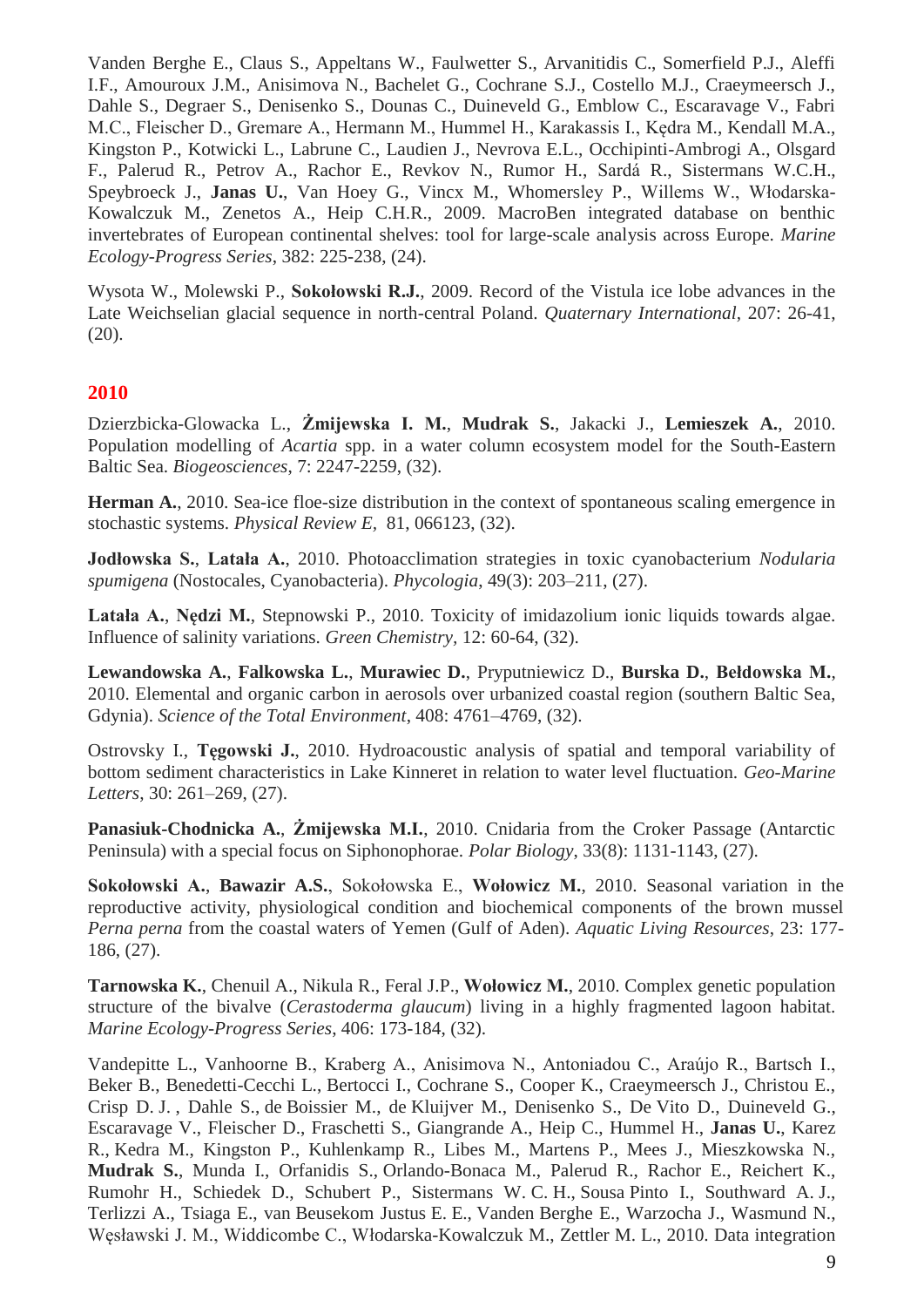Vanden Berghe E., Claus S., Appeltans W., Faulwetter S., Arvanitidis C., Somerfield P.J., Aleffi I.F., Amouroux J.M., Anisimova N., Bachelet G., Cochrane S.J., Costello M.J., Craeymeersch J., Dahle S., Degraer S., Denisenko S., Dounas C., Duineveld G., Emblow C., Escaravage V., Fabri M.C., Fleischer D., Gremare A., Hermann M., Hummel H., Karakassis I., Kędra M., Kendall M.A., Kingston P., Kotwicki L., Labrune C., Laudien J., Nevrova E.L., Occhipinti-Ambrogi A., Olsgard F., Palerud R., Petrov A., Rachor E., Revkov N., Rumor H., Sardá R., Sistermans W.C.H., Speybroeck J., **Janas U.**, Van Hoey G., Vincx M., Whomersley P., Willems W., Włodarska-Kowalczuk M., Zenetos A., Heip C.H.R., 2009. MacroBen integrated database on benthic invertebrates of European continental shelves: tool for large-scale analysis across Europe. *Marine Ecology-Progress Series*, 382: 225-238, (24).

Wysota W., Molewski P., **Sokołowski R.J.**, 2009. Record of the Vistula ice lobe advances in the Late Weichselian glacial sequence in north-central Poland. *Quaternary International*, 207: 26-41, (20).

## 2010

Dzierzbicka-Glowacka L., **Żmijewska I. M.**, **Mudrak S.**, Jakacki J., **Lemieszek A.**, 2010. Population modelling of *Acartia* spp. in a water column ecosystem model for the South-Eastern Baltic Sea. *Biogeosciences*, 7: 2247-2259, (32).

**Herman A.**, 2010. Sea-ice floe-size distribution in the context of spontaneous scaling emergence in stochastic systems. *Physical Review E,* 81, 066123, (32).

**Jodłowska S.**, **Latała A.**, 2010. Photoacclimation strategies in toxic cyanobacterium *Nodularia spumigena* (Nostocales, Cyanobacteria). *Phycologia*, 49(3): 203–211, (27).

**Latała A.**, **Nędzi M.**, Stepnowski P., 2010. Toxicity of imidazolium ionic liquids towards algae. Influence of salinity variations. *Green Chemistry*, 12: 60-64, (32).

**Lewandowska A.**, **Falkowska L.**, **Murawiec D.**, Pryputniewicz D., **Burska D.**, **Bełdowska M.**, 2010. Elemental and organic carbon in aerosols over urbanized coastal region (southern Baltic Sea, Gdynia). *Science of the Total Environment*, 408: 4761–4769, (32).

Ostrovsky I., **Tęgowski J.**, 2010. Hydroacoustic analysis of spatial and temporal variability of bottom sediment characteristics in Lake Kinneret in relation to water level fluctuation. *Geo-Marine Letters*, 30: 261–269, (27).

**Panasiuk-Chodnicka A.**, **Żmijewska M.I.**, 2010. Cnidaria from the Croker Passage (Antarctic Peninsula) with a special focus on Siphonophorae. *Polar Biology*, 33(8): 1131-1143, (27).

**Sokołowski A.**, **Bawazir A.S.**, Sokołowska E., **Wołowicz M.**, 2010. Seasonal variation in the reproductive activity, physiological condition and biochemical components of the brown mussel *Perna perna* from the coastal waters of Yemen (Gulf of Aden). *Aquatic Living Resources*, 23: 177-186, (27).

**Tarnowska K.**, Chenuil A., Nikula R., Feral J.P., **Wołowicz M.**, 2010. Complex genetic population structure of the bivalve (*Cerastoderma glaucum*) living in a highly fragmented lagoon habitat. *Marine Ecology-Progress Series*, 406: 173-184, (32).

Vandepitte L., Vanhoorne B., Kraberg A., Anisimova N., Antoniadou C., Araújo R., Bartsch I., Beker B., Benedetti-Cecchi L., Bertocci I., Cochrane S., Cooper K., Craeymeersch J., Christou E., Crisp D. J. , Dahle S., de Boissier M., de Kluijver M., Denisenko S., De Vito D., Duineveld G., Escaravage V., Fleischer D., Fraschetti S., Giangrande A., Heip C., Hummel H., **Janas U.**, Karez R., Kedra M., Kingston P., Kuhlenkamp R., Libes M., Martens P., Mees J., Mieszkowska N., **Mudrak S.**, Munda I., Orfanidis S., Orlando-Bonaca M., Palerud R., Rachor E., Reichert K., Rumohr H., Schiedek D., Schubert P., Sistermans W. C. H., Sousa Pinto I., Southward A. J., Terlizzi A., Tsiaga E., van Beusekom Justus E. E., Vanden Berghe E., Warzocha J., Wasmund N., Węsławski J. M., Widdicombe C., Włodarska-Kowalczuk M., Zettler M. L., 2010. Data integration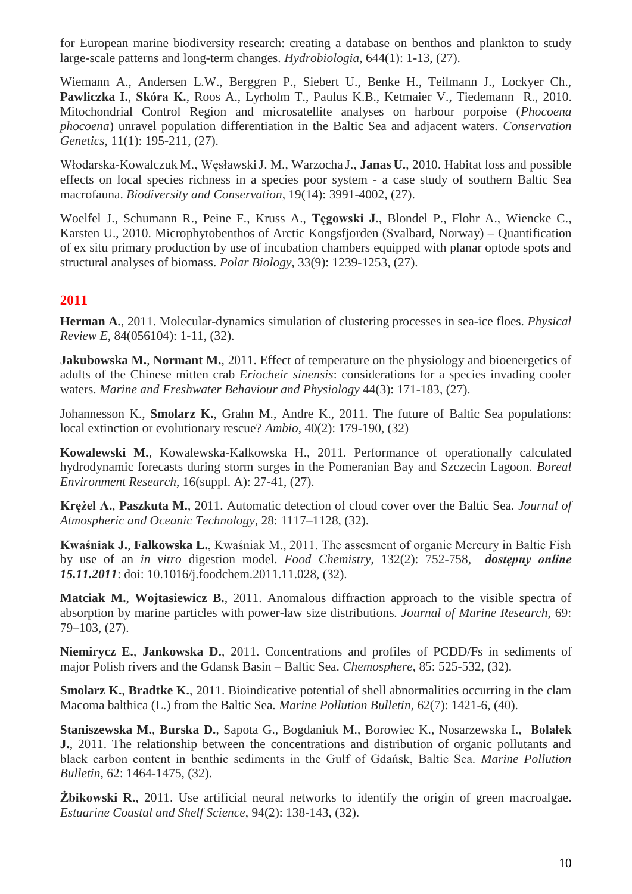for European marine biodiversity research: creating a database on benthos and plankton to study large-scale patterns and long-term changes. *Hydrobiologia*, 644(1): 1-13, (27).

Wiemann A., Andersen L.W., Berggren P., Siebert U., Benke H., Teilmann J., Lockyer Ch., **Pawliczka I.**, **Skóra K.**, Roos A., Lyrholm T., Paulus K.B., Ketmaier V., Tiedemann R., 2010. Mitochondrial Control Region and microsatellite analyses on harbour porpoise (*Phocoena phocoena*) unravel population differentiation in the Baltic Sea and adjacent waters. *Conservation Genetics*, 11(1): 195-211, (27).

Włodarska-Kowalczuk M., Węsławski J. M., Warzocha J., **Janas U.**, 2010. Habitat loss and possible effects on local species richness in a species poor system - a case study of southern Baltic Sea macrofauna. *Biodiversity and Conservation*, 19(14): 3991-4002, (27).

Woelfel J., Schumann R., Peine F., Kruss A., **Tęgowski J.**, Blondel P., Flohr A., Wiencke C., Karsten U., 2010. Microphytobenthos of Arctic Kongsfjorden (Svalbard, Norway) – Quantification of ex situ primary production by use of incubation chambers equipped with planar optode spots and structural analyses of biomass. *Polar Biology*, 33(9): 1239-1253, (27).

## 2011

**Herman A.**, 2011. Molecular-dynamics simulation of clustering processes in sea-ice floes. *Physical Review E*, 84(056104): 1-11, (32).

**Jakubowska M.**, **Normant M.**, 2011. Effect of temperature on the physiology and bioenergetics of adults of the Chinese mitten crab *Eriocheir sinensis*: considerations for a species invading cooler waters. *Marine and Freshwater Behaviour and Physiology* 44(3): 171-183, (27).

Johannesson K., **Smolarz K.**, Grahn M., Andre K., 2011. The future of Baltic Sea populations: local extinction or evolutionary rescue? *Ambio*, 40(2): 179-190, (32)

**Kowalewski M.**, Kowalewska-Kalkowska H., 2011. Performance of operationally calculated hydrodynamic forecasts during storm surges in the Pomeranian Bay and Szczecin Lagoon. *Boreal Environment Research*, 16(suppl. A): 27-41, (27).

**Krężel A.**, **Paszkuta M.**, 2011. Automatic detection of cloud cover over the Baltic Sea. *Journal of Atmospheric and Oceanic Technology*, 28: 1117–1128, (32).

**Kwaśniak J.**, **Falkowska L.**, Kwaśniak M., 2011. The assesment of organic Mercury in Baltic Fish by use of an *in vitro* digestion model. *Food Chemistry*, 132(2): 752-758, ***dostępny online 15.11.2011***: doi: 10.1016/j.foodchem.2011.11.028, (32).

**Matciak M.**, **Wojtasiewicz B.**, 2011. Anomalous diffraction approach to the visible spectra of absorption by marine particles with power-law size distributions. *Journal of Marine Research*, 69: 79–103, (27).

**Niemirycz E.**, **Jankowska D.**, 2011. Concentrations and profiles of PCDD/Fs in sediments of major Polish rivers and the Gdansk Basin – Baltic Sea. *Chemosphere*, 85: 525-532, (32).

**Smolarz K.**, **Bradtke K.**, 2011. Bioindicative potential of shell abnormalities occurring in the clam Macoma balthica (L.) from the Baltic Sea. *Marine Pollution Bulletin*, 62(7): 1421-6, (40).

**Staniszewska M.**, **Burska D.**, Sapota G., Bogdaniuk M., Borowiec K., Nosarzewska I., **Bolałek J.**, 2011. The relationship between the concentrations and distribution of organic pollutants and black carbon content in benthic sediments in the Gulf of Gdańsk, Baltic Sea. *Marine Pollution Bulletin*, 62: 1464-1475, (32).

**Żbikowski R.**, 2011. Use artificial neural networks to identify the origin of green macroalgae. *Estuarine Coastal and Shelf Science*, 94(2): 138-143, (32).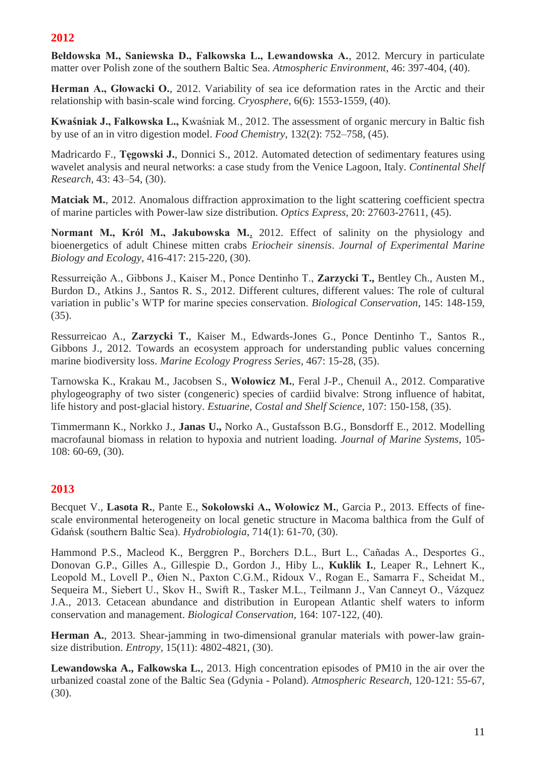## 2012

**Bełdowska M., Saniewska D., Falkowska L., Lewandowska A.**, 2012. Mercury in particulate matter over Polish zone of the southern Baltic Sea. *Atmospheric Environment*, 46: 397-404, (40).

**Herman A., Głowacki O.**, 2012. Variability of sea ice deformation rates in the Arctic and their relationship with basin-scale wind forcing. *Cryosphere*, 6(6): 1553-1559, (40).

**Kwaśniak J., Falkowska L.,** Kwaśniak M., 2012. The assessment of organic mercury in Baltic fish by use of an in vitro digestion model. *Food Chemistry*, 132(2): 752–758, (45).

Madricardo F., **Tęgowski J.**, Donnici S., 2012. Automated detection of sedimentary features using wavelet analysis and neural networks: a case study from the Venice Lagoon, Italy. *Continental Shelf Research*, 43: 43–54, (30).

**Matciak M.**, 2012. Anomalous diffraction approximation to the light scattering coefficient spectra of marine particles with Power-law size distribution. *Optics Express*, 20: 27603-27611, (45).

**Normant M., Król M., Jakubowska M.**, 2012. Effect of salinity on the physiology and bioenergetics of adult Chinese mitten crabs *Eriocheir sinensis*. *Journal of Experimental Marine Biology and Ecology*, 416-417: 215-220, (30).

Ressurreição A., Gibbons J., Kaiser M., Ponce Dentinho T., **Zarzycki T.,** Bentley Ch., Austen M., Burdon D., Atkins J., Santos R. S., 2012. Different cultures, different values: The role of cultural variation in public's WTP for marine species conservation. *Biological Conservation*, 145: 148-159, (35).

Ressurreicao A., **Zarzycki T.**, Kaiser M., Edwards-Jones G., Ponce Dentinho T., Santos R., Gibbons J., 2012. Towards an ecosystem approach for understanding public values concerning marine biodiversity loss. *Marine Ecology Progress Series*, 467: 15-28, (35).

Tarnowska K., Krakau M., Jacobsen S., **Wołowicz M.**, Feral J-P., Chenuil A., 2012. Comparative phylogeography of two sister (congeneric) species of cardiid bivalve: Strong influence of habitat, life history and post-glacial history. *Estuarine, Costal and Shelf Science*, 107: 150-158, (35).

Timmermann K., Norkko J., **Janas U.,** Norko A., Gustafsson B.G., Bonsdorff E., 2012. Modelling macrofaunal biomass in relation to hypoxia and nutrient loading. *Journal of Marine Systems*, 105-108: 60-69, (30).

## 2013

Becquet V., **Lasota R.**, Pante E., **Sokołowski A., Wołowicz M.**, Garcia P., 2013. Effects of fine-scale environmental heterogeneity on local genetic structure in Macoma balthica from the Gulf of Gdańsk (southern Baltic Sea). *Hydrobiologia*, 714(1): 61-70, (30).

Hammond P.S., Macleod K., Berggren P., Borchers D.L., Burt L., Cañadas A., Desportes G., Donovan G.P., Gilles A., Gillespie D., Gordon J., Hiby L., **Kuklik I.**, Leaper R., Lehnert K., Leopold M., Lovell P., Øien N., Paxton C.G.M., Ridoux V., Rogan E., Samarra F., Scheidat M., Sequeira M., Siebert U., Skov H., Swift R., Tasker M.L., Teilmann J., Van Canneyt O., Vázquez J.A., 2013. Cetacean abundance and distribution in European Atlantic shelf waters to inform conservation and management. *Biological Conservation*, 164: 107-122, (40).

**Herman A.**, 2013. Shear-jamming in two-dimensional granular materials with power-law grain-size distribution. *Entropy*, 15(11): 4802-4821, (30).

**Lewandowska A., Falkowska L.**, 2013. High concentration episodes of PM10 in the air over the urbanized coastal zone of the Baltic Sea (Gdynia - Poland). *Atmospheric Research*, 120-121: 55-67, (30).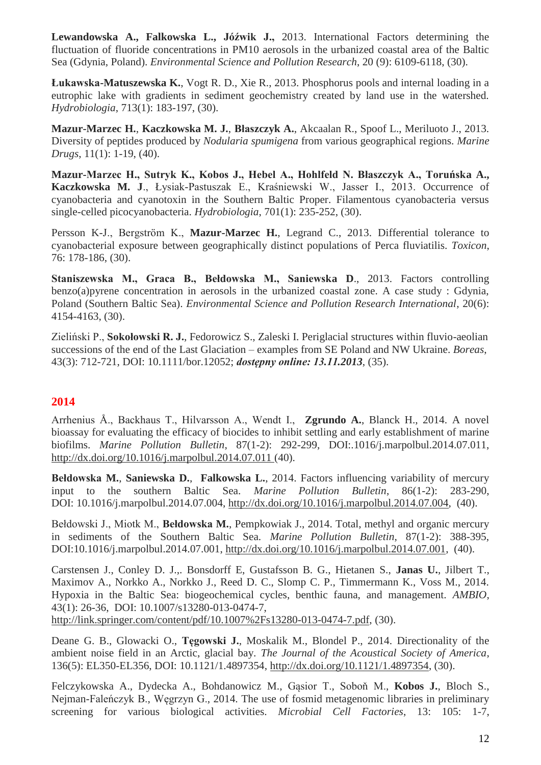**Lewandowska A., Falkowska L., Jóźwik J.,** 2013. International Factors determining the fluctuation of fluoride concentrations in PM10 aerosols in the urbanized coastal area of the Baltic Sea (Gdynia, Poland). *Environmental Science and Pollution Research*, 20 (9): 6109-6118, (30).

**Łukawska-Matuszewska K.**, Vogt R. D., Xie R., 2013. Phosphorus pools and internal loading in a eutrophic lake with gradients in sediment geochemistry created by land use in the watershed. *Hydrobiologia*, 713(1): 183-197, (30).

**Mazur-Marzec H.**, **Kaczkowska M. J.**, **Błaszczyk A.**, Akcaalan R., Spoof L., Meriluoto J., 2013. Diversity of peptides produced by *Nodularia spumigena* from various geographical regions. *Marine Drugs*, 11(1): 1-19, (40).

**Mazur-Marzec H., Sutryk K., Kobos J., Hebel A., Hohlfeld N. Błaszczyk A., Toruńska A., Kaczkowska M. J**., Łysiak-Pastuszak E., Kraśniewski W., Jasser I., 2013. Occurrence of cyanobacteria and cyanotoxin in the Southern Baltic Proper. Filamentous cyanobacteria versus single-celled picocyanobacteria. *Hydrobiologia*, 701(1): 235-252, (30).

Persson K-J., Bergström K., **Mazur-Marzec H.**, Legrand C., 2013. Differential tolerance to cyanobacterial exposure between geographically distinct populations of Perca fluviatilis. *Toxicon*, 76: 178-186, (30).

**Staniszewska M., Graca B., Bełdowska M., Saniewska D**., 2013. Factors controlling benzo(a)pyrene concentration in aerosols in the urbanized coastal zone. A case study : Gdynia, Poland (Southern Baltic Sea). *Environmental Science and Pollution Research International*, 20(6): 4154-4163, (30).

Zieliński P., **Sokołowski R. J.**, Fedorowicz S., Zaleski I. Periglacial structures within fluvio-aeolian successions of the end of the Last Glaciation – examples from SE Poland and NW Ukraine. *Boreas*, 43(3): 712-721, DOI: 10.1111/bor.12052; ***dostępny online: 13.11.2013***, (35).

## 2014

Arrhenius Å., Backhaus T., Hilvarsson A., Wendt I., **Zgrundo A.**, Blanck H., 2014. A novel bioassay for evaluating the efficacy of biocides to inhibit settling and early establishment of marine biofilms. *Marine Pollution Bulletin*, 87(1-2): 292-299, DOI:.1016/j.marpolbul.2014.07.011, http://dx.doi.org/10.1016/j.marpolbul.2014.07.011 (40).

**Bełdowska M.**, **Saniewska D.**, **Falkowska L.**, 2014. Factors influencing variability of mercury input to the southern Baltic Sea. *Marine Pollution Bulletin*, 86(1-2): 283-290, DOI: 10.1016/j.marpolbul.2014.07.004, http://dx.doi.org/10.1016/j.marpolbul.2014.07.004, (40).

Bełdowski J., Miotk M., **Bełdowska M.**, Pempkowiak J., 2014. Total, methyl and organic mercury in sediments of the Southern Baltic Sea. *Marine Pollution Bulletin*, 87(1-2): 388-395, DOI:10.1016/j.marpolbul.2014.07.001, http://dx.doi.org/10.1016/j.marpolbul.2014.07.001, (40).

Carstensen J., Conley D. J.,. Bonsdorff E, Gustafsson B. G., Hietanen S., **Janas U.**, Jilbert T., Maximov A., Norkko A., Norkko J., Reed D. C., Slomp C. P., Timmermann K., Voss M., 2014. Hypoxia in the Baltic Sea: biogeochemical cycles, benthic fauna, and management. *AMBIO*, 43(1): 26-36, DOI: 10.1007/s13280-013-0474-7, http://link.springer.com/content/pdf/10.1007%2Fs13280-013-0474-7.pdf, (30).

Deane G. B., Glowacki O., **Tęgowski J.**, Moskalik M., Blondel P., 2014. Directionality of the ambient noise field in an Arctic, glacial bay. *The Journal of the Acoustical Society of America*, 136(5): EL350-EL356, DOI: 10.1121/1.4897354, http://dx.doi.org/10.1121/1.4897354, (30).

Felczykowska A., Dydecka A., Bohdanowicz M., Gąsior T., Soboň M., **Kobos J.**, Bloch S., Nejman-Faleńczyk B., Węgrzyn G., 2014. The use of fosmid metagenomic libraries in preliminary screening for various biological activities. *Microbial Cell Factories*, 13: 105: 1-7,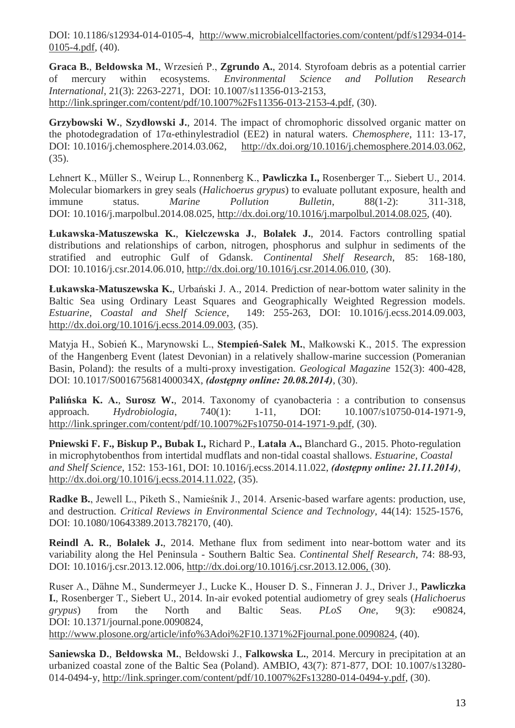DOI: 10.1186/s12934-014-0105-4, http://www.microbialcellfactories.com/content/pdf/s12934-014-0105-4.pdf, (40).

**Graca B.**, **Bełdowska M.**, Wrzesień P., **Zgrundo A.**, 2014. Styrofoam debris as a potential carrier of mercury within ecosystems. *Environmental Science and Pollution Research International*, 21(3): 2263-2271, DOI: 10.1007/s11356-013-2153, http://link.springer.com/content/pdf/10.1007%2Fs11356-013-2153-4.pdf, (30).

**Grzybowski W.**, **Szydłowski J.**, 2014. The impact of chromophoric dissolved organic matter on the photodegradation of 17α-ethinylestradiol (EE2) in natural waters. *Chemosphere*, 111: 13-17, DOI: 10.1016/j.chemosphere.2014.03.062, http://dx.doi.org/10.1016/j.chemosphere.2014.03.062, (35).

Lehnert K., Müller S., Weirup L., Ronnenberg K., **Pawliczka I.,** Rosenberger T.,. Siebert U., 2014. Molecular biomarkers in grey seals (*Halichoerus grypus*) to evaluate pollutant exposure, health and immune status. *Marine Pollution Bulletin*, 88(1-2): 311-318, DOI: 10.1016/j.marpolbul.2014.08.025, http://dx.doi.org/10.1016/j.marpolbul.2014.08.025, (40).

**Łukawska-Matuszewska K.**, **Kiełczewska J.**, **Bolałek J.**, 2014. Factors controlling spatial distributions and relationships of carbon, nitrogen, phosphorus and sulphur in sediments of the stratified and eutrophic Gulf of Gdansk. *Continental Shelf Research*, 85: 168-180, DOI: 10.1016/j.csr.2014.06.010, http://dx.doi.org/10.1016/j.csr.2014.06.010, (30).

**Łukawska-Matuszewska K.**, Urbański J. A., 2014. Prediction of near-bottom water salinity in the Baltic Sea using Ordinary Least Squares and Geographically Weighted Regression models. *Estuarine, Coastal and Shelf Science*, 149: 255-263, DOI: 10.1016/j.ecss.2014.09.003, http://dx.doi.org/10.1016/j.ecss.2014.09.003, (35).

Matyja H., Sobień K., Marynowski L., **Stempień-Sałek M.**, Małkowski K., 2015. The expression of the Hangenberg Event (latest Devonian) in a relatively shallow-marine succession (Pomeranian Basin, Poland): the results of a multi-proxy investigation. *Geological Magazine* 152(3): 400-428, DOI: 10.1017/S001675681400034X, ***(dostępny online: 20.08.2014)***, (30).

**Palińska K. A.**, **Surosz W.**, 2014. Taxonomy of cyanobacteria : a contribution to consensus approach. *Hydrobiologia*, 740(1): 1-11, DOI: 10.1007/s10750-014-1971-9, http://link.springer.com/content/pdf/10.1007%2Fs10750-014-1971-9.pdf, (30).

**Pniewski F. F., Biskup P., Bubak I.,** Richard P., **Latała A.,** Blanchard G., 2015. Photo-regulation in microphytobenthos from intertidal mudflats and non-tidal coastal shallows. *Estuarine, Coastal and Shelf Science*, 152: 153-161, DOI: 10.1016/j.ecss.2014.11.022, ***(dostępny online: 21.11.2014)***, http://dx.doi.org/10.1016/j.ecss.2014.11.022, (35).

**Radke B.**, Jewell L., Piketh S., Namieśnik J., 2014. Arsenic-based warfare agents: production, use, and destruction. *Critical Reviews in Environmental Science and Technology*, 44(14): 1525-1576, DOI: 10.1080/10643389.2013.782170, (40).

**Reindl A. R.**, **Bolałek J.**, 2014. Methane flux from sediment into near-bottom water and its variability along the Hel Peninsula - Southern Baltic Sea. *Continental Shelf Research*, 74: 88-93, DOI: 10.1016/j.csr.2013.12.006, http://dx.doi.org/10.1016/j.csr.2013.12.006, (30).

Ruser A., Dähne M., Sundermeyer J., Lucke K., Houser D. S., Finneran J. J., Driver J., **Pawliczka I.**, Rosenberger T., Siebert U., 2014. In-air evoked potential audiometry of grey seals (*Halichoerus grypus*) from the North and Baltic Seas. *PLoS One*, 9(3): e90824, DOI: 10.1371/journal.pone.0090824, http://www.plosone.org/article/info%3Adoi%2F10.1371%2Fjournal.pone.0090824, (40).

**Saniewska D.**, **Bełdowska M.**, Bełdowski J., **Falkowska L.**, 2014. Mercury in precipitation at an urbanized coastal zone of the Baltic Sea (Poland). AMBIO, 43(7): 871-877, DOI: 10.1007/s13280-014-0494-y, http://link.springer.com/content/pdf/10.1007%2Fs13280-014-0494-y.pdf, (30).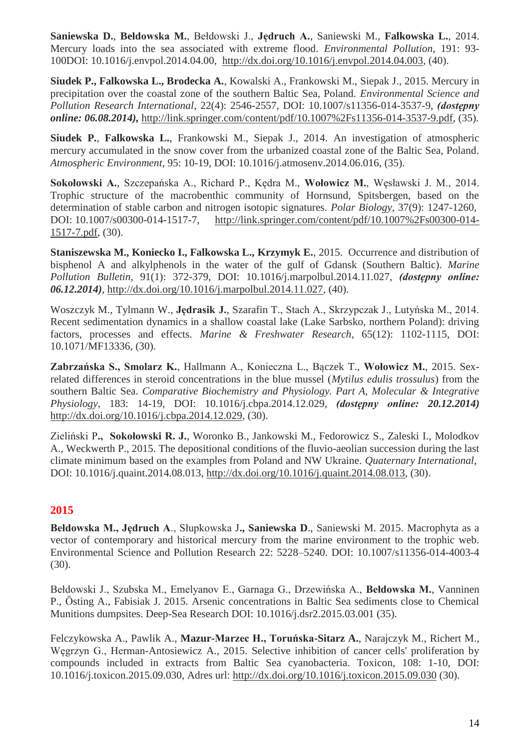**Saniewska D.**, **Bełdowska M.**, Bełdowski J., **Jędruch A.**, Saniewski M., **Falkowska L.**, 2014. Mercury loads into the sea associated with extreme flood. *Environmental Pollution*, 191: 93-100DOI: 10.1016/j.envpol.2014.04.00, http://dx.doi.org/10.1016/j.envpol.2014.04.003, (40).

**Siudek P., Falkowska L., Brodecka A.**, Kowalski A., Frankowski M., Siepak J., 2015. Mercury in precipitation over the coastal zone of the southern Baltic Sea, Poland. *Environmental Science and Pollution Research International*, 22(4): 2546-2557, DOI: 10.1007/s11356-014-3537-9, ***(dostępny online: 06.08.2014)***, http://link.springer.com/content/pdf/10.1007%2Fs11356-014-3537-9.pdf, (35).

**Siudek P.**, **Falkowska L.**, Frankowski M., Siepak J., 2014. An investigation of atmospheric mercury accumulated in the snow cover from the urbanized coastal zone of the Baltic Sea, Poland. *Atmospheric Environment*, 95: 10-19, DOI: 10.1016/j.atmosenv.2014.06.016, (35).

**Sokołowski A.**, Szczepańska A., Richard P., Kędra M., **Wołowicz M.**, Węsławski J. M., 2014. Trophic structure of the macrobenthic community of Hornsund, Spitsbergen, based on the determination of stable carbon and nitrogen isotopic signatures. *Polar Biology*, 37(9): 1247-1260, DOI: 10.1007/s00300-014-1517-7, http://link.springer.com/content/pdf/10.1007%2Fs00300-014-1517-7.pdf, (30).

**Staniszewska M., Koniecko I., Falkowska L., Krzymyk E.**, 2015. Occurrence and distribution of bisphenol A and alkylphenols in the water of the gulf of Gdansk (Southern Baltic). *Marine Pollution Bulletin*, 91(1): 372-379, DOI: 10.1016/j.marpolbul.2014.11.027, ***(dostępny online: 06.12.2014)***, http://dx.doi.org/10.1016/j.marpolbul.2014.11.027, (40).

Woszczyk M., Tylmann W., **Jędrasik J.**, Szarafin T., Stach A., Skrzypczak J., Lutyńska M., 2014. Recent sedimentation dynamics in a shallow coastal lake (Lake Sarbsko, northern Poland): driving factors, processes and effects. *Marine & Freshwater Research*, 65(12): 1102-1115, DOI: 10.1071/MF13336, (30).

**Zabrzańska S., Smolarz K.**, Hallmann A., Konieczna L., Bączek T., **Wołowicz M.**, 2015. Sex-related differences in steroid concentrations in the blue mussel (*Mytilus edulis trossulus*) from the southern Baltic Sea. *Comparative Biochemistry and Physiology. Part A, Molecular & Integrative Physiology*, 183: 14-19, DOI: 10.1016/j.cbpa.2014.12.029, ***(dostępny online: 20.12.2014)*** http://dx.doi.org/10.1016/j.cbpa.2014.12.029, (30).

Zieliński P**., Sokołowski R. J.**, Woronko B., Jankowski M., Fedorowicz S., Zaleski I., Molodkov A., Weckwerth P., 2015. The depositional conditions of the fluvio-aeolian succession during the last climate minimum based on the examples from Poland and NW Ukraine. *Quaternary International*, DOI: 10.1016/j.quaint.2014.08.013, http://dx.doi.org/10.1016/j.quaint.2014.08.013, (30).

## 2015

**Bełdowska M., Jędruch A**., Słupkowska J**., Saniewska D**., Saniewski M. 2015. Macrophyta as a vector of contemporary and historical mercury from the marine environment to the trophic web. Environmental Science and Pollution Research 22: 5228–5240. DOI: 10.1007/s11356-014-4003-4 (30).

Bełdowski J., Szubska M., Emelyanov E., Garnaga G., Drzewińska A., **Bełdowska M.**, Vanninen P., Östing A., Fabisiak J. 2015. Arsenic concentrations in Baltic Sea sediments close to Chemical Munitions dumpsites. Deep-Sea Research DOI: 10.1016/j.dsr2.2015.03.001 (35).

Felczykowska A., Pawlik A., **Mazur-Marzec H., Toruńska-Sitarz A.**, Narajczyk M., Richert M., Węgrzyn G., Herman-Antosiewicz A., 2015. Selective inhibition of cancer cells' proliferation by compounds included in extracts from Baltic Sea cyanobacteria. Toxicon, 108: 1-10, DOI: 10.1016/j.toxicon.2015.09.030, Adres url: http://dx.doi.org/10.1016/j.toxicon.2015.09.030 (30).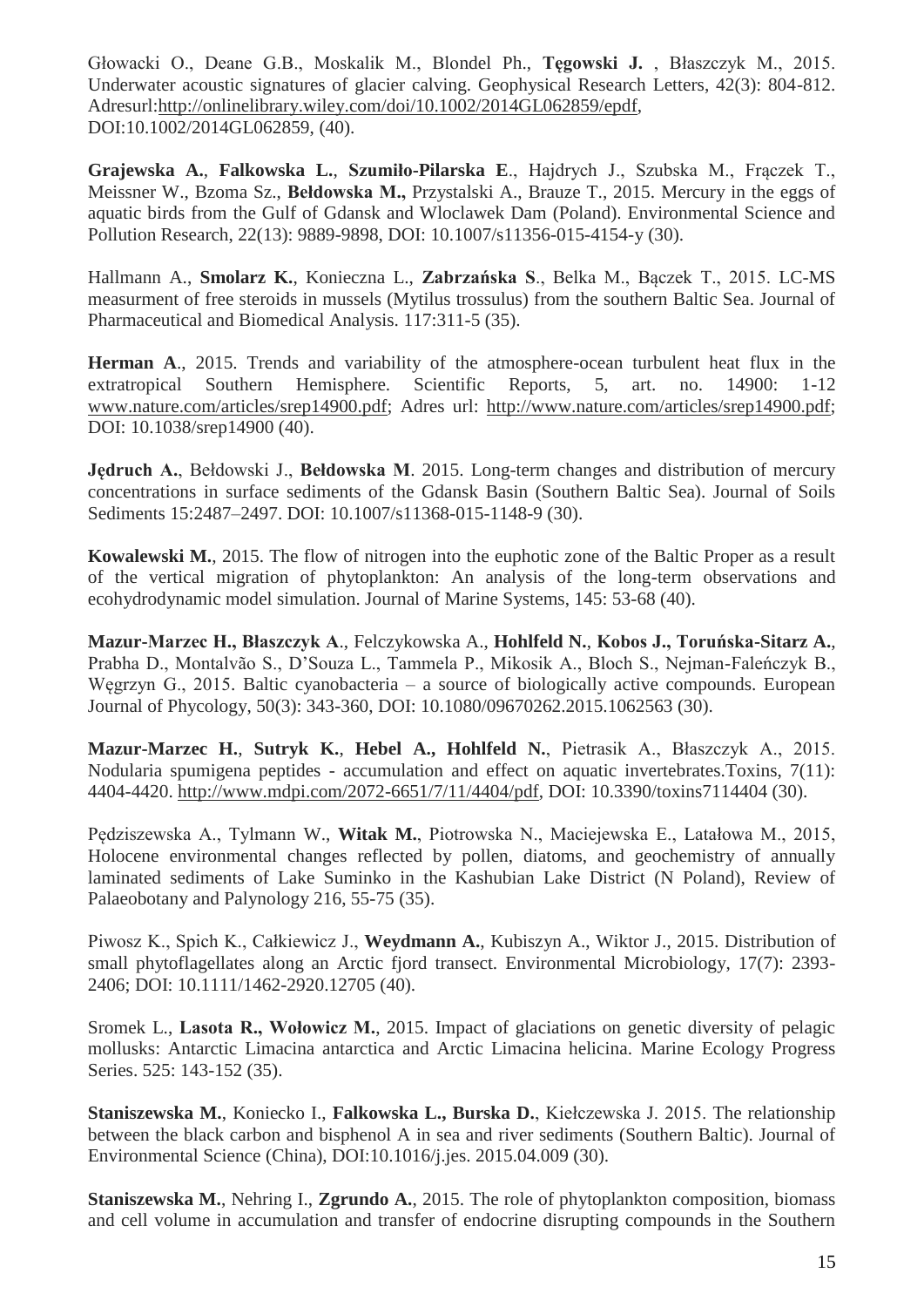Głowacki O., Deane G.B., Moskalik M., Blondel Ph., **Tęgowski J.** , Błaszczyk M., 2015. Underwater acoustic signatures of glacier calving. Geophysical Research Letters, 42(3): 804-812. Adresurl:http://onlinelibrary.wiley.com/doi/10.1002/2014GL062859/epdf, DOI:10.1002/2014GL062859, (40).

**Grajewska A.**, **Falkowska L.**, **Szumiło-Pilarska E**., Hajdrych J., Szubska M., Frączek T., Meissner W., Bzoma Sz., **Bełdowska M.,** Przystalski A., Brauze T., 2015. Mercury in the eggs of aquatic birds from the Gulf of Gdansk and Wloclawek Dam (Poland). Environmental Science and Pollution Research, 22(13): 9889-9898, DOI: 10.1007/s11356-015-4154-y (30).

Hallmann A., **Smolarz K.**, Konieczna L., **Zabrzańska S**., Belka M., Bączek T., 2015. LC-MS measurment of free steroids in mussels (Mytilus trossulus) from the southern Baltic Sea. Journal of Pharmaceutical and Biomedical Analysis. 117:311-5 (35).

**Herman A**., 2015. Trends and variability of the atmosphere-ocean turbulent heat flux in the extratropical Southern Hemisphere. Scientific Reports, 5, art. no. 14900: 1-12 www.nature.com/articles/srep14900.pdf; Adres url: http://www.nature.com/articles/srep14900.pdf; DOI: 10.1038/srep14900 (40).

**Jędruch A.**, Bełdowski J., **Bełdowska M**. 2015. Long-term changes and distribution of mercury concentrations in surface sediments of the Gdansk Basin (Southern Baltic Sea). Journal of Soils Sediments 15:2487–2497. DOI: 10.1007/s11368-015-1148-9 (30).

**Kowalewski M.**, 2015. The flow of nitrogen into the euphotic zone of the Baltic Proper as a result of the vertical migration of phytoplankton: An analysis of the long-term observations and ecohydrodynamic model simulation. Journal of Marine Systems, 145: 53-68 (40).

**Mazur-Marzec H., Błaszczyk A**., Felczykowska A., **Hohlfeld N.**, **Kobos J., Toruńska-Sitarz A.**, Prabha D., Montalvão S., D'Souza L., Tammela P., Mikosik A., Bloch S., Nejman-Faleńczyk B., Węgrzyn G., 2015. Baltic cyanobacteria – a source of biologically active compounds. European Journal of Phycology, 50(3): 343-360, DOI: 10.1080/09670262.2015.1062563 (30).

**Mazur-Marzec H.**, **Sutryk K.**, **Hebel A., Hohlfeld N.**, Pietrasik A., Błaszczyk A., 2015. Nodularia spumigena peptides - accumulation and effect on aquatic invertebrates.Toxins, 7(11): 4404-4420. http://www.mdpi.com/2072-6651/7/11/4404/pdf, DOI: 10.3390/toxins7114404 (30).

Pędziszewska A., Tylmann W., **Witak M.**, Piotrowska N., Maciejewska E., Latałowa M., 2015, Holocene environmental changes reflected by pollen, diatoms, and geochemistry of annually laminated sediments of Lake Suminko in the Kashubian Lake District (N Poland), Review of Palaeobotany and Palynology 216, 55-75 (35).

Piwosz K., Spich K., Całkiewicz J., **Weydmann A.**, Kubiszyn A., Wiktor J., 2015. Distribution of small phytoflagellates along an Arctic fjord transect. Environmental Microbiology, 17(7): 2393-2406; DOI: 10.1111/1462-2920.12705 (40).

Sromek L., **Lasota R., Wołowicz M.**, 2015. Impact of glaciations on genetic diversity of pelagic mollusks: Antarctic Limacina antarctica and Arctic Limacina helicina. Marine Ecology Progress Series. 525: 143-152 (35).

**Staniszewska M.**, Koniecko I., **Falkowska L., Burska D.**, Kiełczewska J. 2015. The relationship between the black carbon and bisphenol A in sea and river sediments (Southern Baltic). Journal of Environmental Science (China), DOI:10.1016/j.jes. 2015.04.009 (30).

**Staniszewska M.**, Nehring I., **Zgrundo A.**, 2015, The role of phytoplankton composition, biomass and cell volume in accumulation and transfer of endocrine disrupting compounds in the Southern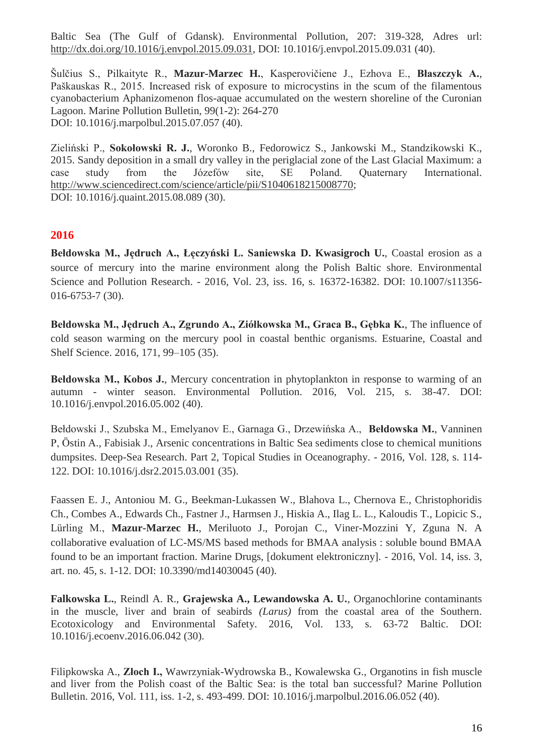Baltic Sea (The Gulf of Gdansk). Environmental Pollution, 207: 319-328, Adres url: http://dx.doi.org/10.1016/j.envpol.2015.09.031, DOI: 10.1016/j.envpol.2015.09.031 (40).

Šulčius S., Pilkaityte R., **Mazur-Marzec H.**, Kasperovičiene J., Ezhova E., **Błaszczyk A.**, Paškauskas R., 2015. Increased risk of exposure to microcystins in the scum of the filamentous cyanobacterium Aphanizomenon flos-aquae accumulated on the western shoreline of the Curonian Lagoon. Marine Pollution Bulletin, 99(1-2): 264-270
DOI: 10.1016/j.marpolbul.2015.07.057 (40).

Zieliński P., **Sokołowski R. J.**, Woronko B., Fedorowicz S., Jankowski M., Standzikowski K., 2015. Sandy deposition in a small dry valley in the periglacial zone of the Last Glacial Maximum: a case study from the Józefów site, SE Poland. Quaternary International. http://www.sciencedirect.com/science/article/pii/S1040618215008770;
DOI: 10.1016/j.quaint.2015.08.089 (30).

## 2016

**Bełdowska M., Jędruch A., Łęczyński L. Saniewska D. Kwasigroch U.**, Coastal erosion as a source of mercury into the marine environment along the Polish Baltic shore. Environmental Science and Pollution Research. - 2016, Vol. 23, iss. 16, s. 16372-16382. DOI: 10.1007/s11356-016-6753-7 (30).

**Bełdowska M., Jędruch A., Zgrundo A., Ziółkowska M., Graca B., Gębka K.**, The influence of cold season warming on the mercury pool in coastal benthic organisms. Estuarine, Coastal and Shelf Science. 2016, 171, 99–105 (35).

**Bełdowska M., Kobos J.**, Mercury concentration in phytoplankton in response to warming of an autumn - winter season. Environmental Pollution. 2016, Vol. 215, s. 38-47. DOI: 10.1016/j.envpol.2016.05.002 (40).

Bełdowski J., Szubska M., Emelyanov E., Garnaga G., Drzewińska A., **Bełdowska M.**, Vanninen P, Östin A., Fabisiak J., Arsenic concentrations in Baltic Sea sediments close to chemical munitions dumpsites. Deep-Sea Research. Part 2, Topical Studies in Oceanography. - 2016, Vol. 128, s. 114-122. DOI: 10.1016/j.dsr2.2015.03.001 (35).

Faassen E. J., Antoniou M. G., Beekman-Lukassen W., Blahova L., Chernova E., Christophoridis Ch., Combes A., Edwards Ch., Fastner J., Harmsen J., Hiskia A., Ilag L. L., Kaloudis T., Lopicic S., Lürling M., **Mazur-Marzec H.**, Meriluoto J., Porojan C., Viner-Mozzini Y, Zguna N. A collaborative evaluation of LC-MS/MS based methods for BMAA analysis : soluble bound BMAA found to be an important fraction. Marine Drugs, [dokument elektroniczny]. - 2016, Vol. 14, iss. 3, art. no. 45, s. 1-12. DOI: 10.3390/md14030045 (40).

**Falkowska L.**, Reindl A. R., **Grajewska A., Lewandowska A. U.**, Organochlorine contaminants in the muscle, liver and brain of seabirds *(Larus)* from the coastal area of the Southern. Ecotoxicology and Environmental Safety. 2016, Vol. 133, s. 63-72 Baltic. DOI: 10.1016/j.ecoenv.2016.06.042 (30).

Filipkowska A., **Złoch I.,** Wawrzyniak-Wydrowska B., Kowalewska G., Organotins in fish muscle and liver from the Polish coast of the Baltic Sea: is the total ban successful? Marine Pollution Bulletin. 2016, Vol. 111, iss. 1-2, s. 493-499. DOI: 10.1016/j.marpolbul.2016.06.052 (40).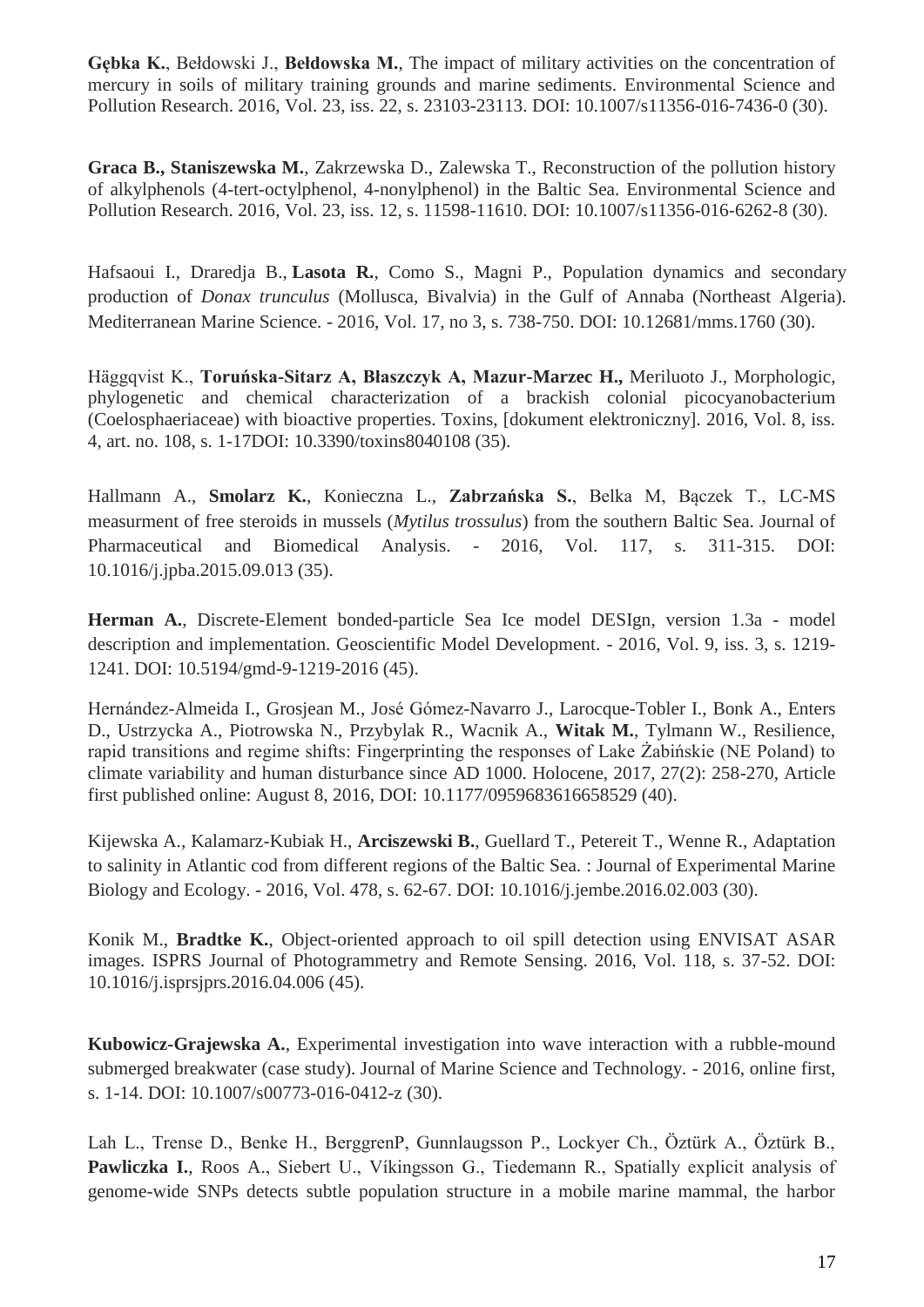**Gębka K.**, Bełdowski J., **Bełdowska M.**, The impact of military activities on the concentration of mercury in soils of military training grounds and marine sediments. Environmental Science and Pollution Research. 2016, Vol. 23, iss. 22, s. 23103-23113. DOI: 10.1007/s11356-016-7436-0 (30).

**Graca B., Staniszewska M.**, Zakrzewska D., Zalewska T., Reconstruction of the pollution history of alkylphenols (4-tert-octylphenol, 4-nonylphenol) in the Baltic Sea. Environmental Science and Pollution Research. 2016, Vol. 23, iss. 12, s. 11598-11610. DOI: 10.1007/s11356-016-6262-8 (30).

Hafsaoui I., Draredja B., **Lasota R.**, Como S., Magni P., Population dynamics and secondary production of *Donax trunculus* (Mollusca, Bivalvia) in the Gulf of Annaba (Northeast Algeria). Mediterranean Marine Science. - 2016, Vol. 17, no 3, s. 738-750. DOI: 10.12681/mms.1760 (30).

Häggqvist K., **Toruńska-Sitarz A, Błaszczyk A, Mazur-Marzec H.,** Meriluoto J., Morphologic, phylogenetic and chemical characterization of a brackish colonial picocyanobacterium (Coelosphaeriaceae) with bioactive properties. Toxins, [dokument elektroniczny]. 2016, Vol. 8, iss. 4, art. no. 108, s. 1-17DOI: 10.3390/toxins8040108 (35).

Hallmann A., **Smolarz K.**, Konieczna L., **Zabrzańska S.**, Belka M, Bączek T., LC-MS measurment of free steroids in mussels (*Mytilus trossulus*) from the southern Baltic Sea. Journal of Pharmaceutical and Biomedical Analysis. - 2016, Vol. 117, s. 311-315. DOI: 10.1016/j.jpba.2015.09.013 (35).

**Herman A.**, Discrete-Element bonded-particle Sea Ice model DESIgn, version 1.3a - model description and implementation. Geoscientific Model Development. - 2016, Vol. 9, iss. 3, s. 1219-1241. DOI: 10.5194/gmd-9-1219-2016 (45).

Hernández-Almeida I., Grosjean M., José Gómez-Navarro J., Larocque-Tobler I., Bonk A., Enters D., Ustrzycka A., Piotrowska N., Przybylak R., Wacnik A., **Witak M.**, Tylmann W., Resilience, rapid transitions and regime shifts: Fingerprinting the responses of Lake Żabińskie (NE Poland) to climate variability and human disturbance since AD 1000. Holocene, 2017, 27(2): 258-270, Article first published online: August 8, 2016, DOI: 10.1177/0959683616658529 (40).

Kijewska A., Kalamarz-Kubiak H., **Arciszewski B.**, Guellard T., Petereit T., Wenne R., Adaptation to salinity in Atlantic cod from different regions of the Baltic Sea. : Journal of Experimental Marine Biology and Ecology. - 2016, Vol. 478, s. 62-67. DOI: 10.1016/j.jembe.2016.02.003 (30).

Konik M., **Bradtke K.**, Object-oriented approach to oil spill detection using ENVISAT ASAR images. ISPRS Journal of Photogrammetry and Remote Sensing. 2016, Vol. 118, s. 37-52. DOI: 10.1016/j.isprsjprs.2016.04.006 (45).

**Kubowicz-Grajewska A.**, Experimental investigation into wave interaction with a rubble-mound submerged breakwater (case study). Journal of Marine Science and Technology. - 2016, online first, s. 1-14. DOI: 10.1007/s00773-016-0412-z (30).

Lah L., Trense D., Benke H., BerggrenP, Gunnlaugsson P., Lockyer Ch., Öztürk A., Öztürk B., **Pawliczka I.**, Roos A., Siebert U., Víkingsson G., Tiedemann R., Spatially explicit analysis of genome-wide SNPs detects subtle population structure in a mobile marine mammal, the harbor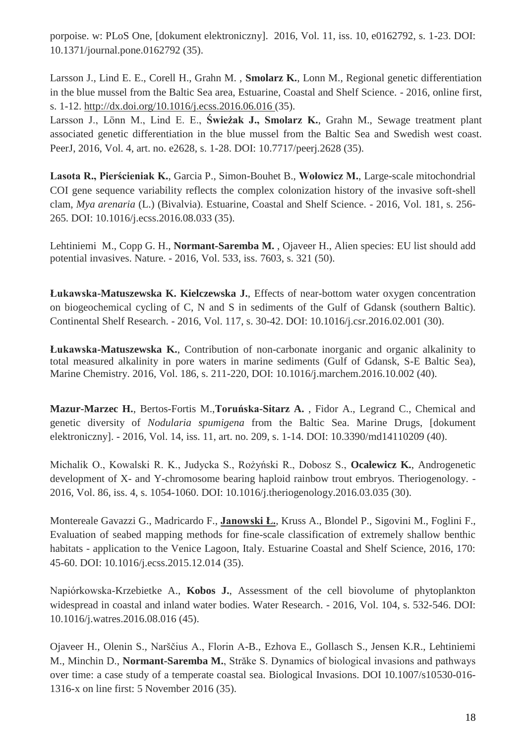porpoise. w: PLoS One, [dokument elektroniczny]. 2016, Vol. 11, iss. 10, e0162792, s. 1-23. DOI: 10.1371/journal.pone.0162792 (35).

Larsson J., Lind E. E., Corell H., Grahn M. , **Smolarz K.**, Lonn M., Regional genetic differentiation in the blue mussel from the Baltic Sea area, Estuarine, Coastal and Shelf Science. - 2016, online first, s. 1-12. http://dx.doi.org/10.1016/j.ecss.2016.06.016 (35).

Larsson J., Lönn M., Lind E. E., **Świeżak J., Smolarz K.**, Grahn M., Sewage treatment plant associated genetic differentiation in the blue mussel from the Baltic Sea and Swedish west coast. PeerJ, 2016, Vol. 4, art. no. e2628, s. 1-28. DOI: 10.7717/peerj.2628 (35).

**Lasota R., Pierścieniak K.**, Garcia P., Simon-Bouhet B., **Wołowicz M.**, Large-scale mitochondrial COI gene sequence variability reflects the complex colonization history of the invasive soft-shell clam, *Mya arenaria* (L.) (Bivalvia). Estuarine, Coastal and Shelf Science. - 2016, Vol. 181, s. 256-265. DOI: 10.1016/j.ecss.2016.08.033 (35).

Lehtiniemi M., Copp G. H., **Normant-Saremba M.** , Ojaveer H., Alien species: EU list should add potential invasives. Nature. - 2016, Vol. 533, iss. 7603, s. 321 (50).

**Łukawska-Matuszewska K. Kielczewska J.**, Effects of near-bottom water oxygen concentration on biogeochemical cycling of C, N and S in sediments of the Gulf of Gdansk (southern Baltic). Continental Shelf Research. - 2016, Vol. 117, s. 30-42. DOI: 10.1016/j.csr.2016.02.001 (30).

**Łukawska-Matuszewska K.**, Contribution of non-carbonate inorganic and organic alkalinity to total measured alkalinity in pore waters in marine sediments (Gulf of Gdansk, S-E Baltic Sea), Marine Chemistry. 2016, Vol. 186, s. 211-220, DOI: 10.1016/j.marchem.2016.10.002 (40).

**Mazur-Marzec H.**, Bertos-Fortis M.,**Toruńska-Sitarz A.** , Fidor A., Legrand C., Chemical and genetic diversity of *Nodularia spumigena* from the Baltic Sea. Marine Drugs, [dokument elektroniczny]. - 2016, Vol. 14, iss. 11, art. no. 209, s. 1-14. DOI: 10.3390/md14110209 (40).

Michalik O., Kowalski R. K., Judycka S., Rożyński R., Dobosz S., **Ocalewicz K.**, Androgenetic development of X- and Y-chromosome bearing haploid rainbow trout embryos. Theriogenology. - 2016, Vol. 86, iss. 4, s. 1054-1060. DOI: 10.1016/j.theriogenology.2016.03.035 (30).

Montereale Gavazzi G., Madricardo F., **Janowski Ł.**, Kruss A., Blondel P., Sigovini M., Foglini F., Evaluation of seabed mapping methods for fine-scale classification of extremely shallow benthic habitats - application to the Venice Lagoon, Italy. Estuarine Coastal and Shelf Science, 2016, 170: 45-60. DOI: 10.1016/j.ecss.2015.12.014 (35).

Napiórkowska-Krzebietke A., **Kobos J.**, Assessment of the cell biovolume of phytoplankton widespread in coastal and inland water bodies. Water Research. - 2016, Vol. 104, s. 532-546. DOI: 10.1016/j.watres.2016.08.016 (45).

Ojaveer H., Olenin S., Narščius A., Florin A-B., Ezhova E., Gollasch S., Jensen K.R., Lehtiniemi M., Minchin D., **Normant-Saremba M.**, Străke S. Dynamics of biological invasions and pathways over time: a case study of a temperate coastal sea. Biological Invasions. DOI 10.1007/s10530-016-1316-x on line first: 5 November 2016 (35).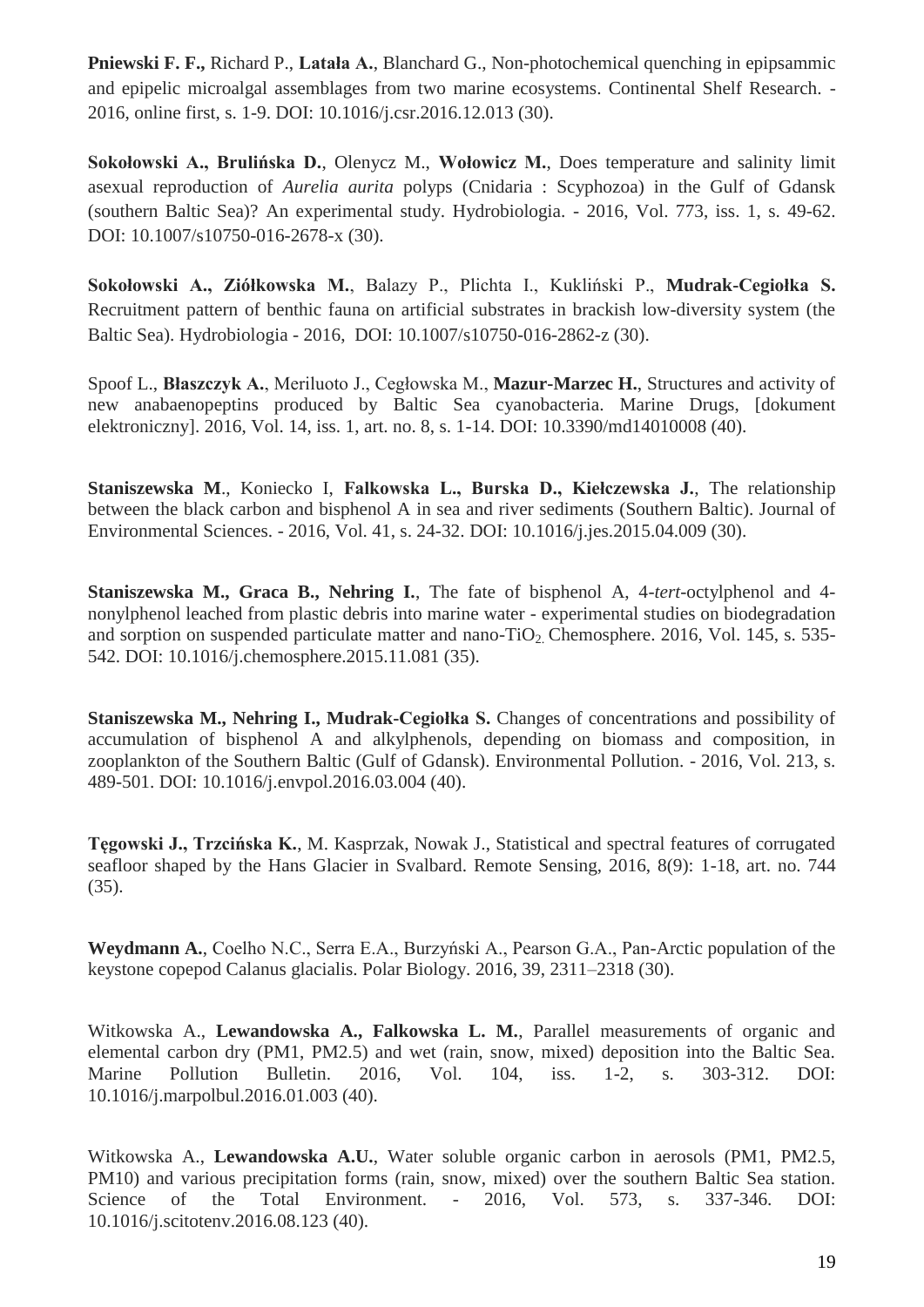**Pniewski F. F.,** Richard P., **Latała A.**, Blanchard G., Non-photochemical quenching in epipsammic and epipelic microalgal assemblages from two marine ecosystems. Continental Shelf Research. - 2016, online first, s. 1-9. DOI: 10.1016/j.csr.2016.12.013 (30).

**Sokołowski A., Brulińska D.**, Olenycz M., **Wołowicz M.**, Does temperature and salinity limit asexual reproduction of *Aurelia aurita* polyps (Cnidaria : Scyphozoa) in the Gulf of Gdansk (southern Baltic Sea)? An experimental study. Hydrobiologia. - 2016, Vol. 773, iss. 1, s. 49-62. DOI: 10.1007/s10750-016-2678-x (30).

**Sokołowski A., Ziółkowska M.**, Balazy P., Plichta I., Kukliński P., **Mudrak-Cegiołka S.** Recruitment pattern of benthic fauna on artificial substrates in brackish low-diversity system (the Baltic Sea). Hydrobiologia - 2016, DOI: 10.1007/s10750-016-2862-z (30).

Spoof L., **Błaszczyk A.**, Meriluoto J., Cegłowska M., **Mazur-Marzec H.**, Structures and activity of new anabaenopeptins produced by Baltic Sea cyanobacteria. Marine Drugs, [dokument elektroniczny]. 2016, Vol. 14, iss. 1, art. no. 8, s. 1-14. DOI: 10.3390/md14010008 (40).

**Staniszewska M**., Koniecko I, **Falkowska L., Burska D., Kiełczewska J.**, The relationship between the black carbon and bisphenol A in sea and river sediments (Southern Baltic). Journal of Environmental Sciences. - 2016, Vol. 41, s. 24-32. DOI: 10.1016/j.jes.2015.04.009 (30).

**Staniszewska M., Graca B., Nehring I.**, The fate of bisphenol A, 4-*tert*-octylphenol and 4-nonylphenol leached from plastic debris into marine water - experimental studies on biodegradation and sorption on suspended particulate matter and nano-$TiO_2$. Chemosphere. 2016, Vol. 145, s. 535-542. DOI: 10.1016/j.chemosphere.2015.11.081 (35).

**Staniszewska M., Nehring I., Mudrak-Cegiołka S.** Changes of concentrations and possibility of accumulation of bisphenol A and alkylphenols, depending on biomass and composition, in zooplankton of the Southern Baltic (Gulf of Gdansk). Environmental Pollution. - 2016, Vol. 213, s. 489-501. DOI: 10.1016/j.envpol.2016.03.004 (40).

**Tęgowski J., Trzcińska K.**, M. Kasprzak, Nowak J., Statistical and spectral features of corrugated seafloor shaped by the Hans Glacier in Svalbard. Remote Sensing, 2016, 8(9): 1-18, art. no. 744 (35).

**Weydmann A.**, Coelho N.C., Serra E.A., Burzyński A., Pearson G.A., Pan-Arctic population of the keystone copepod Calanus glacialis. Polar Biology. 2016, 39, 2311–2318 (30).

Witkowska A., **Lewandowska A., Falkowska L. M.**, Parallel measurements of organic and elemental carbon dry (PM1, PM2.5) and wet (rain, snow, mixed) deposition into the Baltic Sea. Marine Pollution Bulletin. 2016, Vol. 104, iss. 1-2, s. 303-312. DOI: 10.1016/j.marpolbul.2016.01.003 (40).

Witkowska A., **Lewandowska A.U.**, Water soluble organic carbon in aerosols (PM1, PM2.5, PM10) and various precipitation forms (rain, snow, mixed) over the southern Baltic Sea station. Science of the Total Environment. - 2016, Vol. 573, s. 337-346. DOI: 10.1016/j.scitotenv.2016.08.123 (40).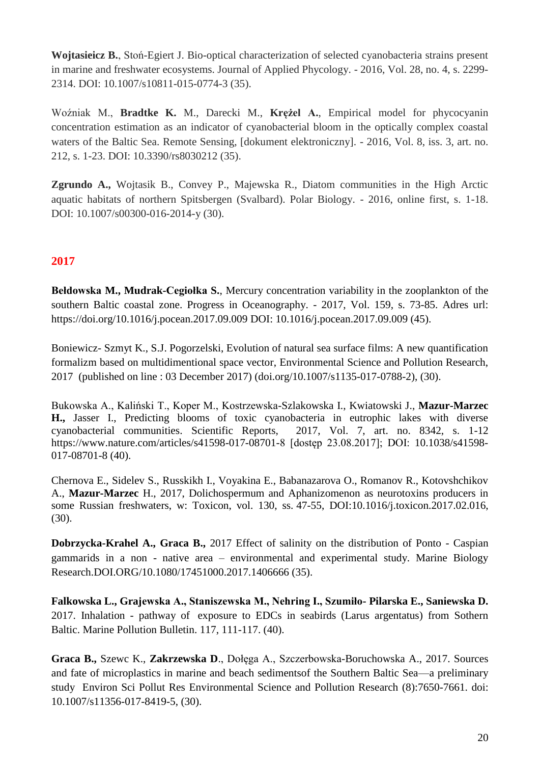**Wojtasieicz B.**, Stoń-Egiert J. Bio-optical characterization of selected cyanobacteria strains present in marine and freshwater ecosystems. Journal of Applied Phycology. - 2016, Vol. 28, no. 4, s. 2299-2314. DOI: 10.1007/s10811-015-0774-3 (35).

Woźniak M., **Bradtke K.** M., Darecki M., **Krężel A.**, Empirical model for phycocyanin concentration estimation as an indicator of cyanobacterial bloom in the optically complex coastal waters of the Baltic Sea. Remote Sensing, [dokument elektroniczny]. - 2016, Vol. 8, iss. 3, art. no. 212, s. 1-23. DOI: 10.3390/rs8030212 (35).

**Zgrundo A.,** Wojtasik B., Convey P., Majewska R., Diatom communities in the High Arctic aquatic habitats of northern Spitsbergen (Svalbard). Polar Biology. - 2016, online first, s. 1-18. DOI: 10.1007/s00300-016-2014-y (30).

## 2017

**Bełdowska M., Mudrak-Cegiołka S.**, Mercury concentration variability in the zooplankton of the southern Baltic coastal zone. Progress in Oceanography. - 2017, Vol. 159, s. 73-85. Adres url: https://doi.org/10.1016/j.pocean.2017.09.009 DOI: 10.1016/j.pocean.2017.09.009 (45).

Boniewicz- Szmyt K., S.J. Pogorzelski, Evolution of natural sea surface films: A new quantification formalizm based on multidimentional space vector, Environmental Science and Pollution Research, 2017 (published on line : 03 December 2017) (doi.org/10.1007/s1135-017-0788-2), (30).

Bukowska A., Kaliński T., Koper M., Kostrzewska-Szlakowska I., Kwiatowski J., **Mazur-Marzec H.,** Jasser I., Predicting blooms of toxic cyanobacteria in eutrophic lakes with diverse cyanobacterial communities. Scientific Reports, 2017, Vol. 7, art. no. 8342, s. 1-12 https://www.nature.com/articles/s41598-017-08701-8 [dostęp 23.08.2017]; DOI: 10.1038/s41598-017-08701-8 (40).

Chernova E., Sidelev S., Russkikh I., Voyakina E., Babanazarova O., Romanov R., Kotovshchikov A., **Mazur-Marzec** H., 2017, Dolichospermum and Aphanizomenon as neurotoxins producers in some Russian freshwaters, w: Toxicon, vol. 130, ss. 47-55, DOI:10.1016/j.toxicon.2017.02.016, (30).

**Dobrzycka-Krahel A., Graca B.,** 2017 Effect of salinity on the distribution of Ponto - Caspian gammarids in a non - native area – environmental and experimental study. Marine Biology Research.DOI.ORG/10.1080/17451000.2017.1406666 (35).

**Falkowska L., Grajewska A., Staniszewska M., Nehring I., Szumiło- Pilarska E., Saniewska D.** 2017. Inhalation - pathway of exposure to EDCs in seabirds (Larus argentatus) from Sothern Baltic. Marine Pollution Bulletin. 117, 111-117. (40).

**Graca B.,** Szewc K., **Zakrzewska D**., Dołęga A., Szczerbowska-Boruchowska A., 2017. Sources and fate of microplastics in marine and beach sedimentsof the Southern Baltic Sea—a preliminary study Environ Sci Pollut Res Environmental Science and Pollution Research (8):7650-7661. doi: 10.1007/s11356-017-8419-5, (30).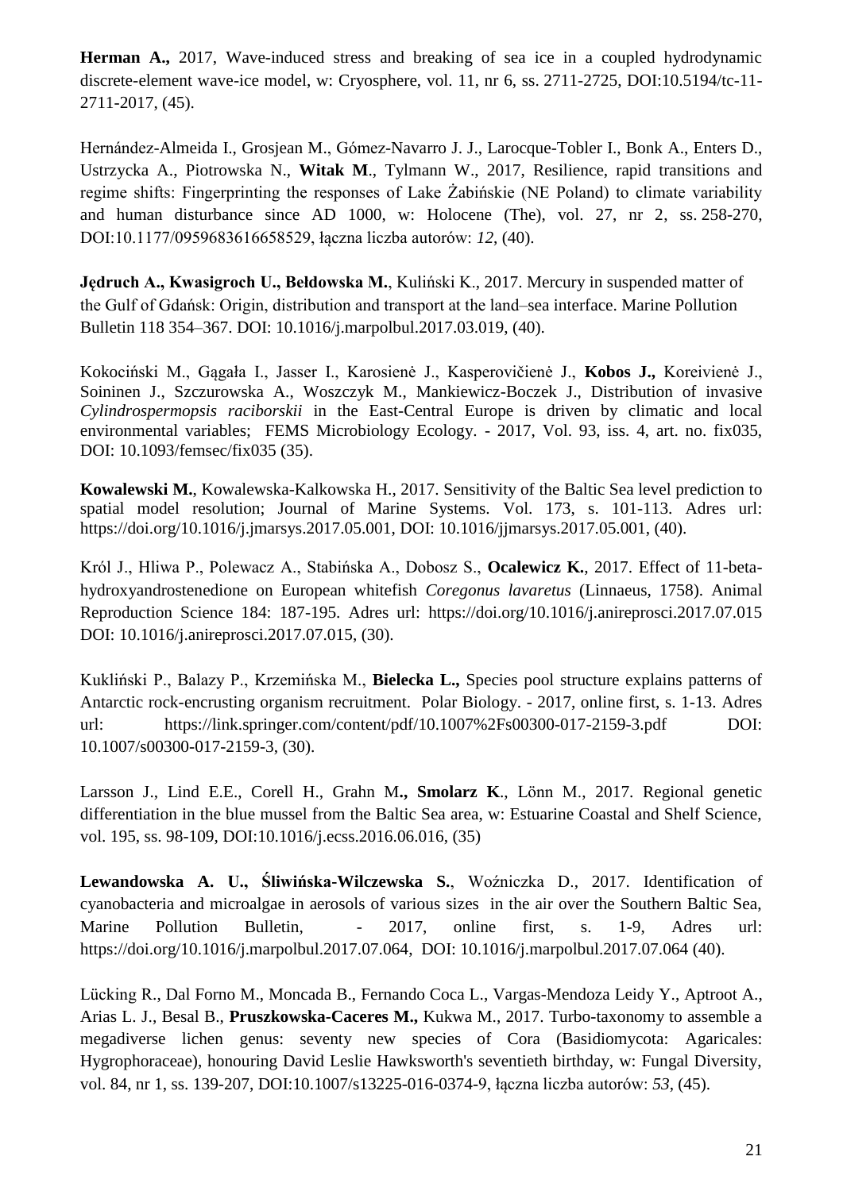**Herman A.,** 2017, Wave-induced stress and breaking of sea ice in a coupled hydrodynamic discrete-element wave-ice model, w: Cryosphere, vol. 11, nr 6, ss. 2711-2725, DOI:10.5194/tc-11-2711-2017, (45).

Hernández-Almeida I., Grosjean M., Gómez-Navarro J. J., Larocque-Tobler I., Bonk A., Enters D., Ustrzycka A., Piotrowska N., **Witak M**., Tylmann W., 2017, Resilience, rapid transitions and regime shifts: Fingerprinting the responses of Lake Żabińskie (NE Poland) to climate variability and human disturbance since AD 1000, w: Holocene (The), vol. 27, nr 2, ss. 258-270, DOI:10.1177/0959683616658529, łączna liczba autorów: *12*, (40).

**Jędruch A., Kwasigroch U., Bełdowska M.**, Kuliński K., 2017. Mercury in suspended matter of the Gulf of Gdańsk: Origin, distribution and transport at the land–sea interface. Marine Pollution Bulletin 118 354–367. DOI: 10.1016/j.marpolbul.2017.03.019, (40).

Kokociński M., Gągała I., Jasser I., Karosienė J., Kasperovičienė J., **Kobos J.,** Koreivienė J., Soininen J., Szczurowska A., Woszczyk M., Mankiewicz-Boczek J., Distribution of invasive *Cylindrospermopsis raciborskii* in the East-Central Europe is driven by climatic and local environmental variables; FEMS Microbiology Ecology. - 2017, Vol. 93, iss. 4, art. no. fix035, DOI: 10.1093/femsec/fix035 (35).

**Kowalewski M.**, Kowalewska-Kalkowska H., 2017. Sensitivity of the Baltic Sea level prediction to spatial model resolution; Journal of Marine Systems. Vol. 173, s. 101-113. Adres url: https://doi.org/10.1016/j.jmarsys.2017.05.001, DOI: 10.1016/jjmarsys.2017.05.001, (40).

Król J., Hliwa P., Polewacz A., Stabińska A., Dobosz S., **Ocalewicz K.**, 2017. Effect of 11-beta-hydroxyandrostenedione on European whitefish *Coregonus lavaretus* (Linnaeus, 1758). Animal Reproduction Science 184: 187-195. Adres url: https://doi.org/10.1016/j.anireprosci.2017.07.015 DOI: 10.1016/j.anireprosci.2017.07.015, (30).

Kukliński P., Balazy P., Krzemińska M., **Bielecka L.,** Species pool structure explains patterns of Antarctic rock-encrusting organism recruitment. Polar Biology. - 2017, online first, s. 1-13. Adres url: https://link.springer.com/content/pdf/10.1007%2Fs00300-017-2159-3.pdf DOI: 10.1007/s00300-017-2159-3, (30).

Larsson J., Lind E.E., Corell H., Grahn M**., Smolarz K**., Lönn M., 2017. Regional genetic differentiation in the blue mussel from the Baltic Sea area, w: Estuarine Coastal and Shelf Science, vol. 195, ss. 98-109, DOI:10.1016/j.ecss.2016.06.016, (35)

**Lewandowska A. U., Śliwińska-Wilczewska S.**, Woźniczka D., 2017. Identification of cyanobacteria and microalgae in aerosols of various sizes in the air over the Southern Baltic Sea, Marine Pollution Bulletin, - 2017, online first, s. 1-9, Adres url: https://doi.org/10.1016/j.marpolbul.2017.07.064, DOI: 10.1016/j.marpolbul.2017.07.064 (40).

Lücking R., Dal Forno M., Moncada B., Fernando Coca L., Vargas-Mendoza Leidy Y., Aptroot A., Arias L. J., Besal B., **Pruszkowska-Caceres M.,** Kukwa M., 2017. Turbo-taxonomy to assemble a megadiverse lichen genus: seventy new species of Cora (Basidiomycota: Agaricales: Hygrophoraceae), honouring David Leslie Hawksworth's seventieth birthday, w: Fungal Diversity, vol. 84, nr 1, ss. 139-207, DOI:10.1007/s13225-016-0374-9, łączna liczba autorów: *53*, (45).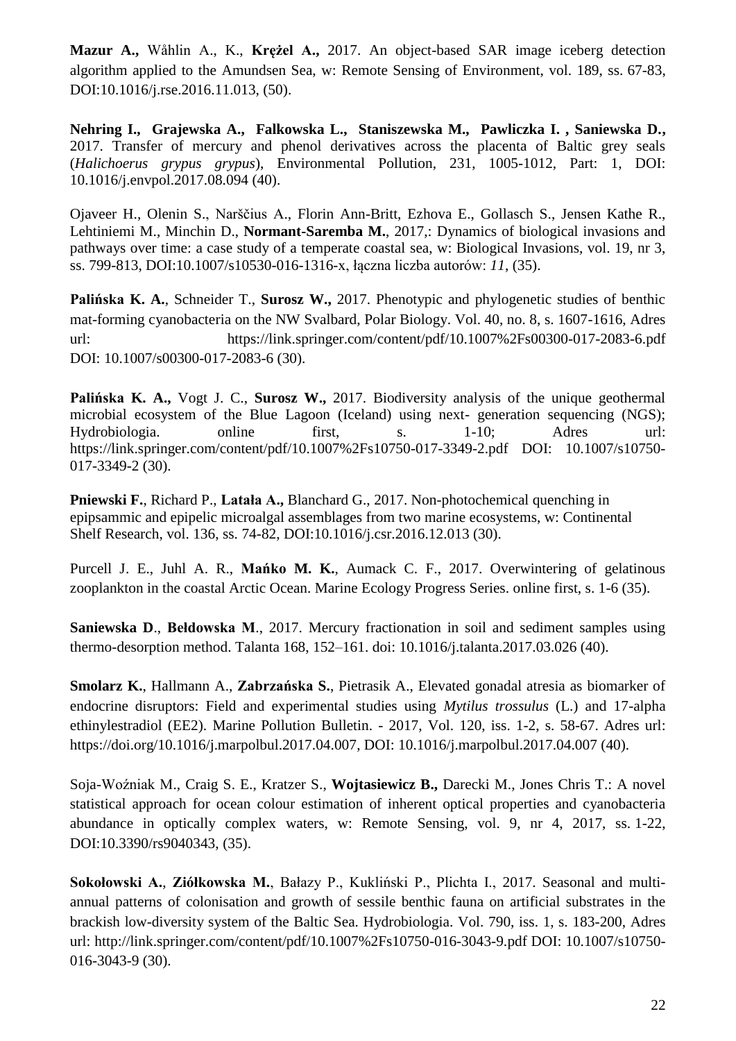**Mazur A.,** Wåhlin A., K., **Krężel A.,** 2017. An object-based SAR image iceberg detection algorithm applied to the Amundsen Sea, w: Remote Sensing of Environment, vol. 189, ss. 67-83, DOI:10.1016/j.rse.2016.11.013, (50).

**Nehring I., Grajewska A., Falkowska L., Staniszewska M., Pawliczka I. , Saniewska D.,** 2017. Transfer of mercury and phenol derivatives across the placenta of Baltic grey seals (*Halichoerus grypus grypus*), Environmental Pollution, 231, 1005-1012, Part: 1, DOI: 10.1016/j.envpol.2017.08.094 (40).

Ojaveer H., Olenin S., Narščius A., Florin Ann-Britt, Ezhova E., Gollasch S., Jensen Kathe R., Lehtiniemi M., Minchin D., **Normant-Saremba M.**, 2017,: Dynamics of biological invasions and pathways over time: a case study of a temperate coastal sea, w: Biological Invasions, vol. 19, nr 3, ss. 799-813, DOI:10.1007/s10530-016-1316-x, łączna liczba autorów: *11*, (35).

**Palińska K. A.**, Schneider T., **Surosz W.,** 2017. Phenotypic and phylogenetic studies of benthic mat-forming cyanobacteria on the NW Svalbard, Polar Biology. Vol. 40, no. 8, s. 1607-1616, Adres url: https://link.springer.com/content/pdf/10.1007%2Fs00300-017-2083-6.pdf DOI: 10.1007/s00300-017-2083-6 (30).

**Palińska K. A.,** Vogt J. C., **Surosz W.,** 2017. Biodiversity analysis of the unique geothermal microbial ecosystem of the Blue Lagoon (Iceland) using next- generation sequencing (NGS); Hydrobiologia. online first, s. 1-10; Adres url: https://link.springer.com/content/pdf/10.1007%2Fs10750-017-3349-2.pdf DOI: 10.1007/s10750-017-3349-2 (30).

**Pniewski F.**, Richard P., **Latała A.,** Blanchard G., 2017. Non-photochemical quenching in epipsammic and epipelic microalgal assemblages from two marine ecosystems, w: Continental Shelf Research, vol. 136, ss. 74-82, DOI:10.1016/j.csr.2016.12.013 (30).

Purcell J. E., Juhl A. R., **Mańko M. K.**, Aumack C. F., 2017. Overwintering of gelatinous zooplankton in the coastal Arctic Ocean. Marine Ecology Progress Series. online first, s. 1-6 (35).

**Saniewska D**., **Bełdowska M**., 2017. Mercury fractionation in soil and sediment samples using thermo-desorption method. Talanta 168, 152–161. doi: 10.1016/j.talanta.2017.03.026 (40).

**Smolarz K.**, Hallmann A., **Zabrzańska S.**, Pietrasik A., Elevated gonadal atresia as biomarker of endocrine disruptors: Field and experimental studies using *Mytilus trossulus* (L.) and 17-alpha ethinylestradiol (EE2). Marine Pollution Bulletin. - 2017, Vol. 120, iss. 1-2, s. 58-67. Adres url: https://doi.org/10.1016/j.marpolbul.2017.04.007, DOI: 10.1016/j.marpolbul.2017.04.007 (40).

Soja-Woźniak M., Craig S. E., Kratzer S., **Wojtasiewicz B.,** Darecki M., Jones Chris T.: A novel statistical approach for ocean colour estimation of inherent optical properties and cyanobacteria abundance in optically complex waters, w: Remote Sensing, vol. 9, nr 4, 2017, ss. 1-22, DOI:10.3390/rs9040343, (35).

**Sokołowski A.**, **Ziółkowska M.**, Bałazy P., Kukliński P., Plichta I., 2017. Seasonal and multi-annual patterns of colonisation and growth of sessile benthic fauna on artificial substrates in the brackish low-diversity system of the Baltic Sea. Hydrobiologia. Vol. 790, iss. 1, s. 183-200, Adres url: http://link.springer.com/content/pdf/10.1007%2Fs10750-016-3043-9.pdf DOI: 10.1007/s10750-016-3043-9 (30).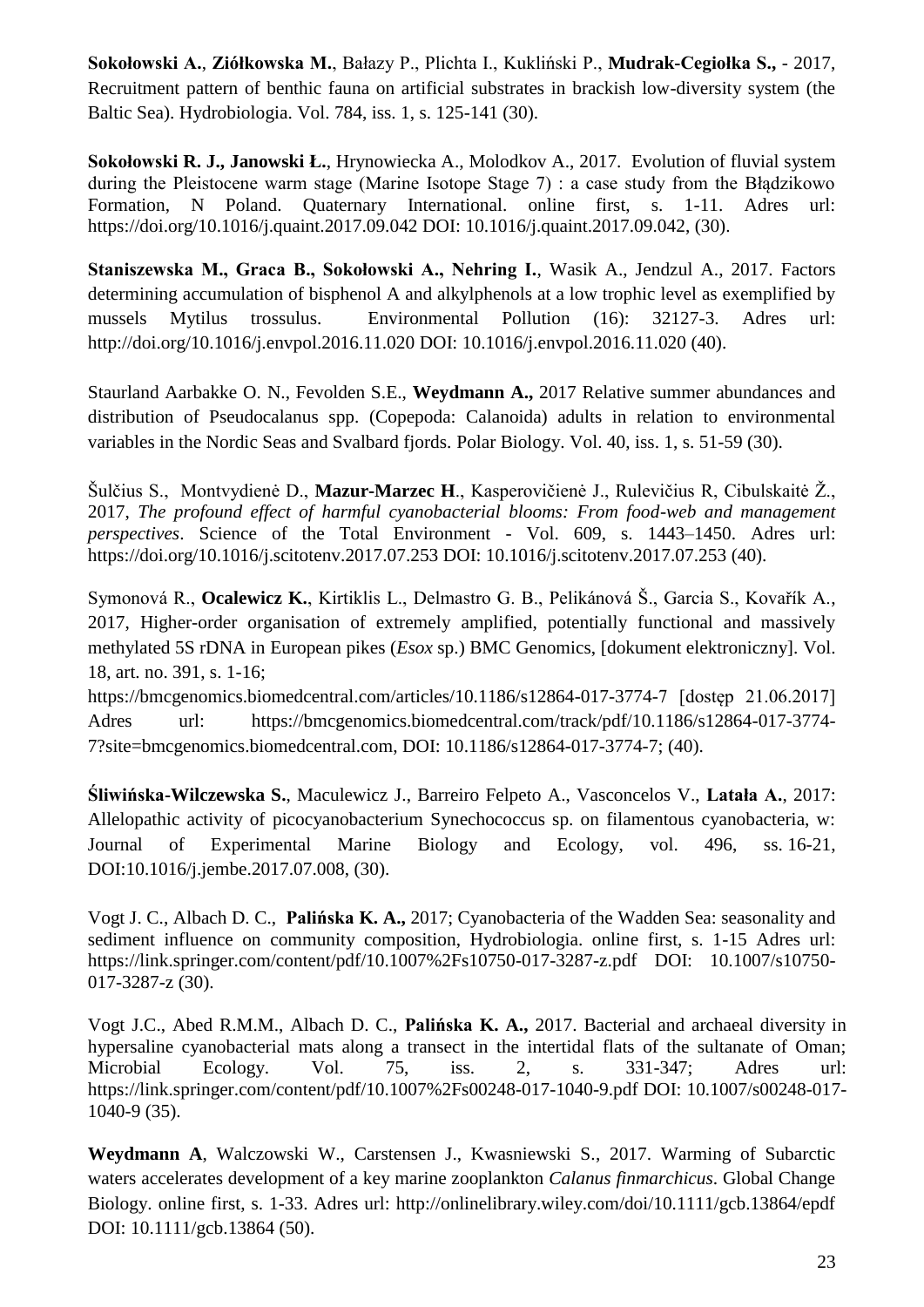**Sokołowski A.**, **Ziółkowska M.**, Bałazy P., Plichta I., Kukliński P., **Mudrak-Cegiołka S.,** - 2017, Recruitment pattern of benthic fauna on artificial substrates in brackish low-diversity system (the Baltic Sea). Hydrobiologia. Vol. 784, iss. 1, s. 125-141 (30).

**Sokołowski R. J., Janowski Ł.**, Hrynowiecka A., Molodkov A., 2017. Evolution of fluvial system during the Pleistocene warm stage (Marine Isotope Stage 7) : a case study from the Błądzikowo Formation, N Poland. Quaternary International. online first, s. 1-11. Adres url: https://doi.org/10.1016/j.quaint.2017.09.042 DOI: 10.1016/j.quaint.2017.09.042, (30).

**Staniszewska M., Graca B., Sokołowski A., Nehring I.**, Wasik A., Jendzul A., 2017. Factors determining accumulation of bisphenol A and alkylphenols at a low trophic level as exemplified by mussels Mytilus trossulus. Environmental Pollution (16): 32127-3. Adres url: http://doi.org/10.1016/j.envpol.2016.11.020 DOI: 10.1016/j.envpol.2016.11.020 (40).

Staurland Aarbakke O. N., Fevolden S.E., **Weydmann A.,** 2017 Relative summer abundances and distribution of Pseudocalanus spp. (Copepoda: Calanoida) adults in relation to environmental variables in the Nordic Seas and Svalbard fjords. Polar Biology. Vol. 40, iss. 1, s. 51-59 (30).

Šulčius S., Montvydienė D., **Mazur-Marzec H**., Kasperovičienė J., Rulevičius R, Cibulskaitė Ž., 2017, *The profound effect of harmful cyanobacterial blooms: From food-web and management perspectives*. Science of the Total Environment - Vol. 609, s. 1443–1450. Adres url: https://doi.org/10.1016/j.scitotenv.2017.07.253 DOI: 10.1016/j.scitotenv.2017.07.253 (40).

Symonová R., **Ocalewicz K.**, Kirtiklis L., Delmastro G. B., Pelikánová Š., Garcia S., Kovařík A., 2017, Higher-order organisation of extremely amplified, potentially functional and massively methylated 5S rDNA in European pikes (*Esox* sp.) BMC Genomics, [dokument elektroniczny]. Vol. 18, art. no. 391, s. 1-16;
https://bmcgenomics.biomedcentral.com/articles/10.1186/s12864-017-3774-7 [dostęp 21.06.2017] Adres url: https://bmcgenomics.biomedcentral.com/track/pdf/10.1186/s12864-017-3774-7?site=bmcgenomics.biomedcentral.com, DOI: 10.1186/s12864-017-3774-7; (40).

**Śliwińska-Wilczewska S.**, Maculewicz J., Barreiro Felpeto A., Vasconcelos V., **Latała A.**, 2017: Allelopathic activity of picocyanobacterium Synechococcus sp. on filamentous cyanobacteria, w: Journal of Experimental Marine Biology and Ecology, vol. 496, ss. 16-21, DOI:10.1016/j.jembe.2017.07.008, (30).

Vogt J. C., Albach D. C., **Palińska K. A.,** 2017; Cyanobacteria of the Wadden Sea: seasonality and sediment influence on community composition, Hydrobiologia. online first, s. 1-15 Adres url: https://link.springer.com/content/pdf/10.1007%2Fs10750-017-3287-z.pdf DOI: 10.1007/s10750-017-3287-z (30).

Vogt J.C., Abed R.M.M., Albach D. C., **Palińska K. A.,** 2017. Bacterial and archaeal diversity in hypersaline cyanobacterial mats along a transect in the intertidal flats of the sultanate of Oman; Microbial Ecology. Vol. 75, iss. 2, s. 331-347; Adres url: https://link.springer.com/content/pdf/10.1007%2Fs00248-017-1040-9.pdf DOI: 10.1007/s00248-017-1040-9 (35).

**Weydmann A**, Walczowski W., Carstensen J., Kwasniewski S., 2017. Warming of Subarctic waters accelerates development of a key marine zooplankton *Calanus finmarchicus*. Global Change Biology. online first, s. 1-33. Adres url: http://onlinelibrary.wiley.com/doi/10.1111/gcb.13864/epdf DOI: 10.1111/gcb.13864 (50).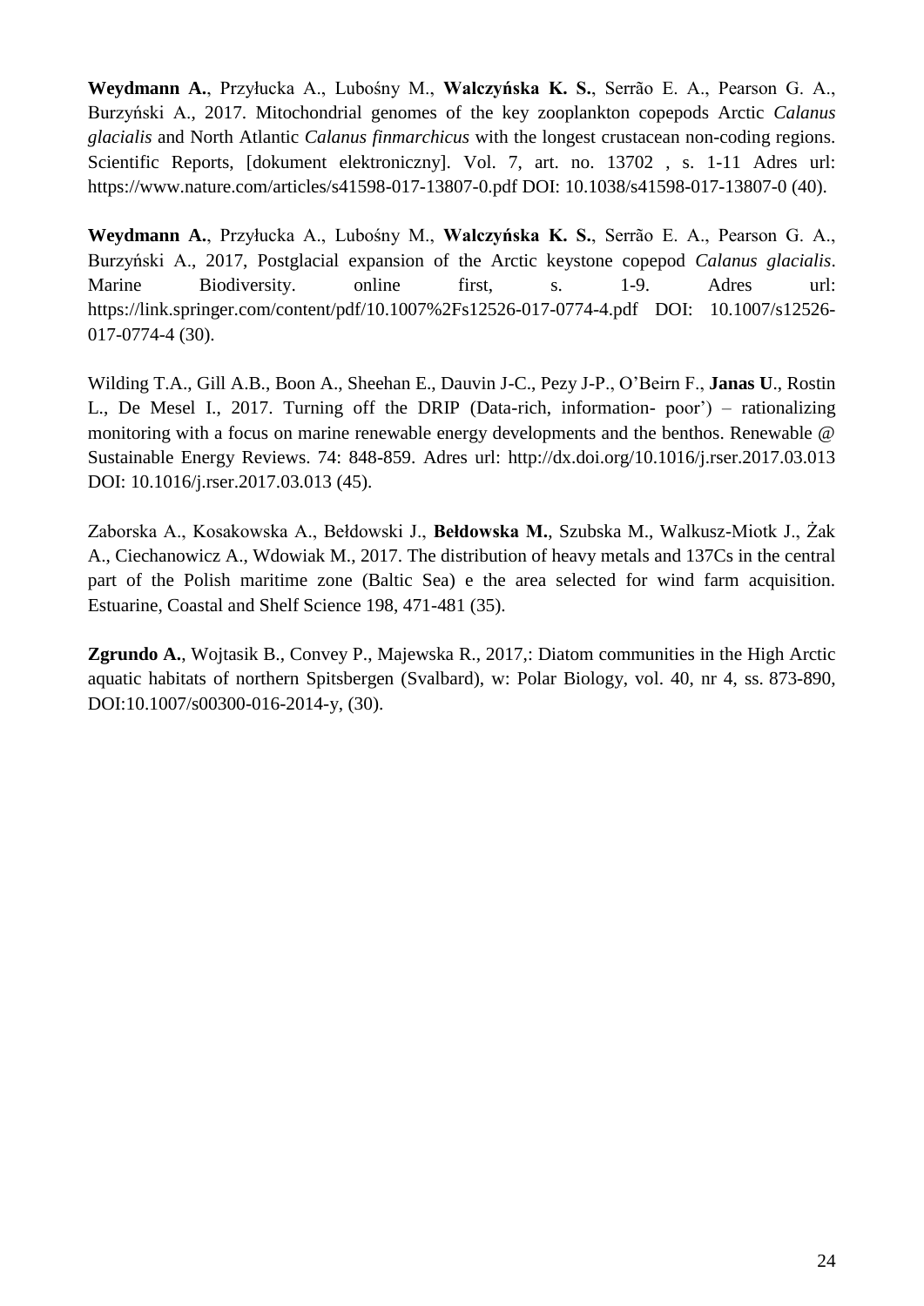**Weydmann A.**, Przyłucka A., Lubośny M., **Walczyńska K. S.**, Serrão E. A., Pearson G. A., Burzyński A., 2017. Mitochondrial genomes of the key zooplankton copepods Arctic *Calanus glacialis* and North Atlantic *Calanus finmarchicus* with the longest crustacean non-coding regions. Scientific Reports, [dokument elektroniczny]. Vol. 7, art. no. 13702 , s. 1-11 Adres url: https://www.nature.com/articles/s41598-017-13807-0.pdf DOI: 10.1038/s41598-017-13807-0 (40).

**Weydmann A.**, Przyłucka A., Lubośny M., **Walczyńska K. S.**, Serrão E. A., Pearson G. A., Burzyński A., 2017, Postglacial expansion of the Arctic keystone copepod *Calanus glacialis*. Marine Biodiversity. online first, s. 1-9. Adres url: https://link.springer.com/content/pdf/10.1007%2Fs12526-017-0774-4.pdf DOI: 10.1007/s12526-017-0774-4 (30).

Wilding T.A., Gill A.B., Boon A., Sheehan E., Dauvin J-C., Pezy J-P., O'Beirn F., **Janas U**., Rostin L., De Mesel I., 2017. Turning off the DRIP (Data-rich, information- poor') – rationalizing monitoring with a focus on marine renewable energy developments and the benthos. Renewable @ Sustainable Energy Reviews. 74: 848-859. Adres url: http://dx.doi.org/10.1016/j.rser.2017.03.013 DOI: 10.1016/j.rser.2017.03.013 (45).

Zaborska A., Kosakowska A., Bełdowski J., **Bełdowska M.**, Szubska M., Walkusz-Miotk J., Żak A., Ciechanowicz A., Wdowiak M., 2017. The distribution of heavy metals and 137Cs in the central part of the Polish maritime zone (Baltic Sea) e the area selected for wind farm acquisition. Estuarine, Coastal and Shelf Science 198, 471-481 (35).

**Zgrundo A.**, Wojtasik B., Convey P., Majewska R., 2017,: Diatom communities in the High Arctic aquatic habitats of northern Spitsbergen (Svalbard), w: Polar Biology, vol. 40, nr 4, ss. 873-890, DOI:10.1007/s00300-016-2014-y, (30).